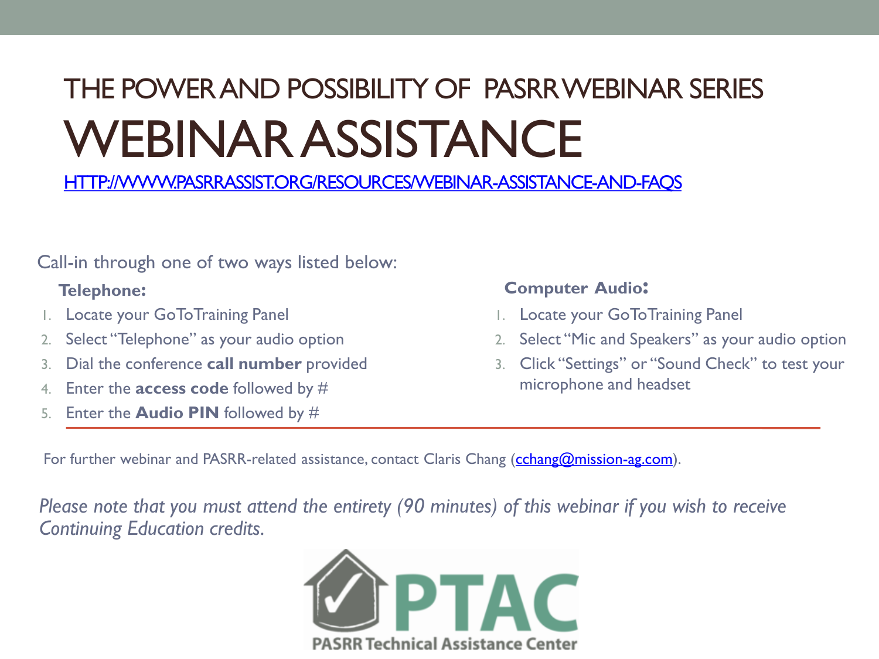## THE POWER AND POSSIBILITY OF PASRR WEBINAR SERIES

# WEBINAR ASSISTANCE

[HTTP://WWW.PASRRASSIST.ORG/RESOURCES/WEBINAR-ASSISTANCE-AND-FAQS](HTTP://WWW.PASRRASSIST.ORG/RESOURCES/WEBINAR-ASSISTANCE-AND-FAQS)

Call-in through one of two ways listed below:

**Telephone:**

1. Locate your GoToTraining Panel
2. Select "Telephone" as your audio option
3. Dial the conference **call number** provided
4. Enter the **access code** followed by #
5. Enter the **Audio PIN** followed by #

**Computer Audio:**

1. Locate your GoToTraining Panel
2. Select "Mic and Speakers" as your audio option
3. Click "Settings" or "Sound Check" to test your microphone and headset

For further webinar and PASRR-related assistance, contact Claris Chang ([cchang@mission-ag.com](mailto:cchang@mission-ag.com)).

*Please note that you must attend the entirety (90 minutes) of this webinar if you wish to receive Continuing Education credits.*

PTAC

PASRR Technical Assistance Center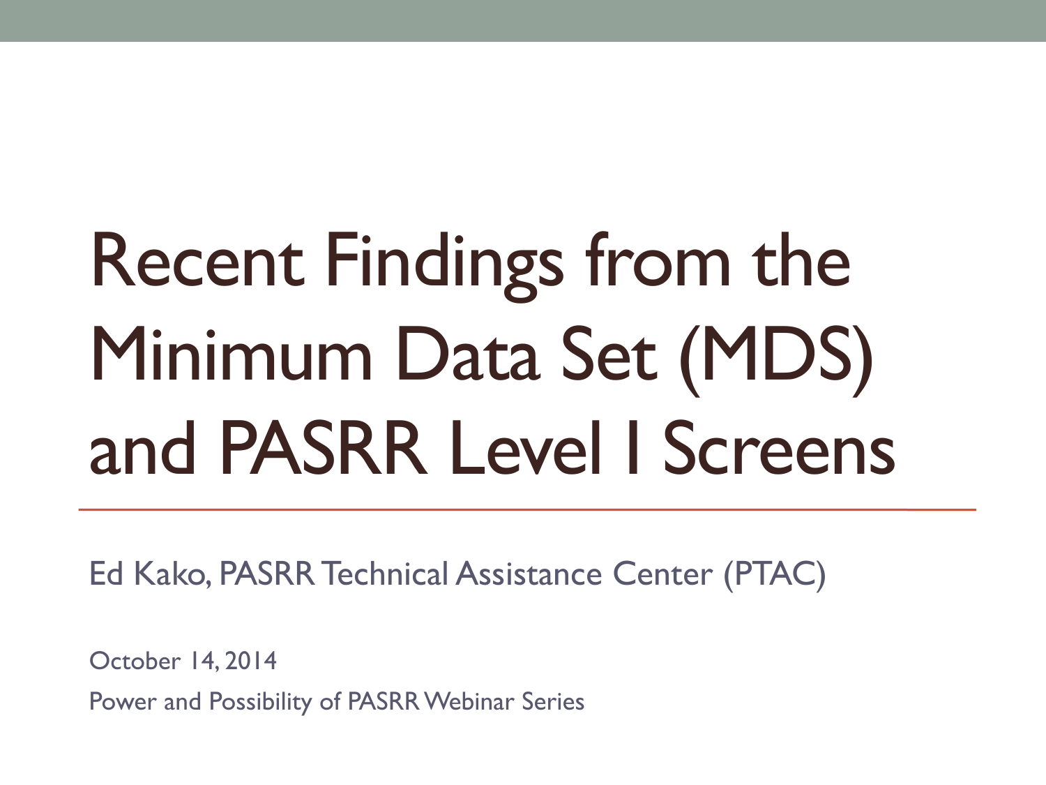# Recent Findings from the Minimum Data Set (MDS) and PASRR Level I Screens

Ed Kako, PASRR Technical Assistance Center (PTAC)

October 14, 2014

Power and Possibility of PASRR Webinar Series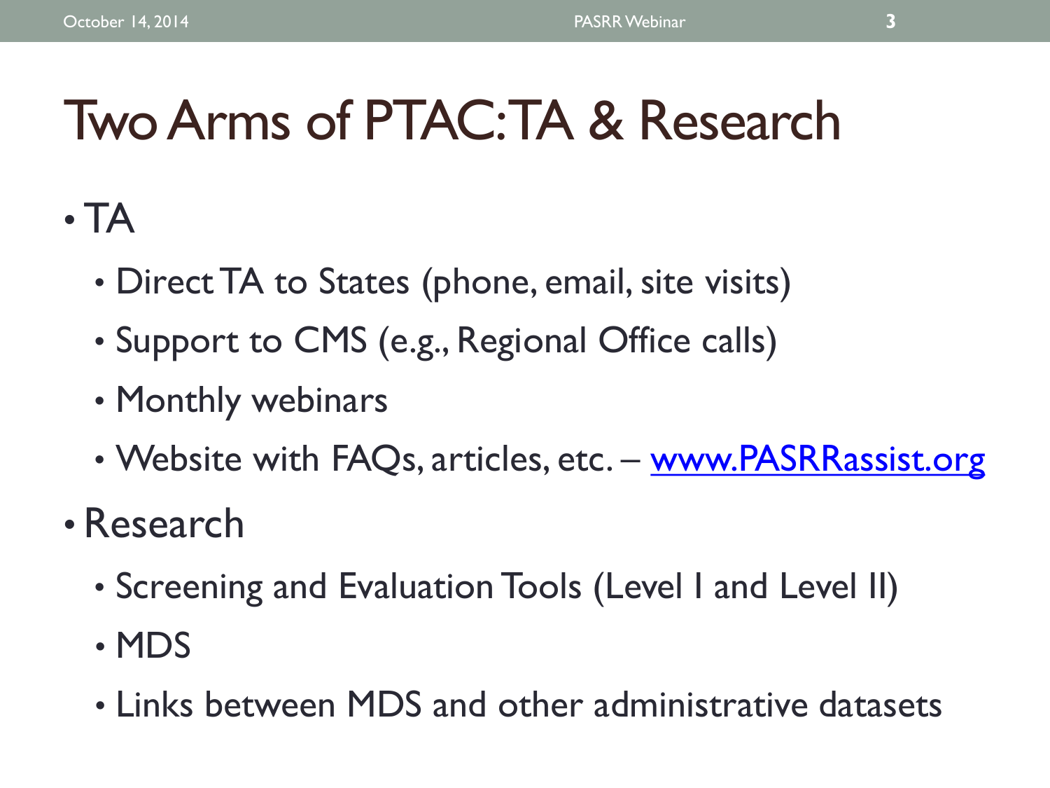# Two Arms of PTAC: TA & Research

- TA
  - Direct TA to States (phone, email, site visits)
  - Support to CMS (e.g., Regional Office calls)
  - Monthly webinars
  - Website with FAQs, articles, etc. – [www.PASRRassist.org](http://www.PASRRassist.org)
- Research
  - Screening and Evaluation Tools (Level I and Level II)
  - MDS
  - Links between MDS and other administrative datasets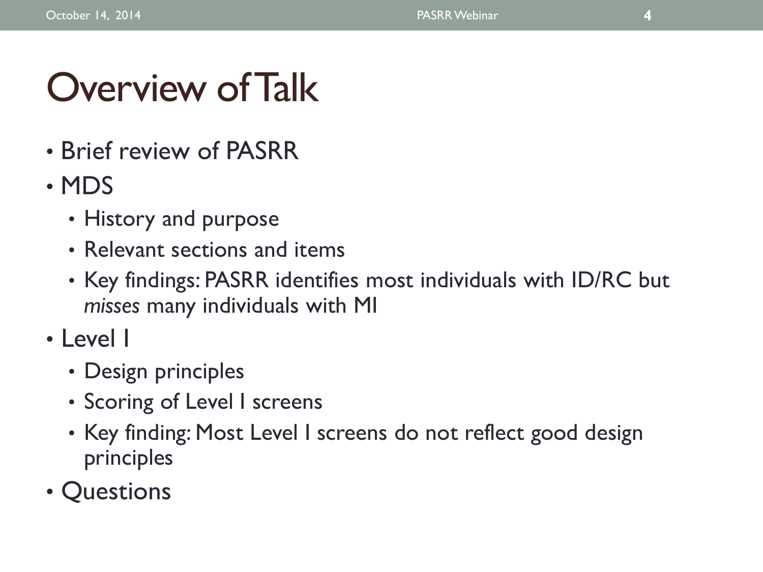# Overview of Talk

- Brief review of PASRR
- MDS
  - History and purpose
  - Relevant sections and items
  - Key findings: PASRR identifies most individuals with ID/RC but *misses* many individuals with MI
- Level I
  - Design principles
  - Scoring of Level I screens
  - Key finding: Most Level I screens do not reflect good design principles
- Questions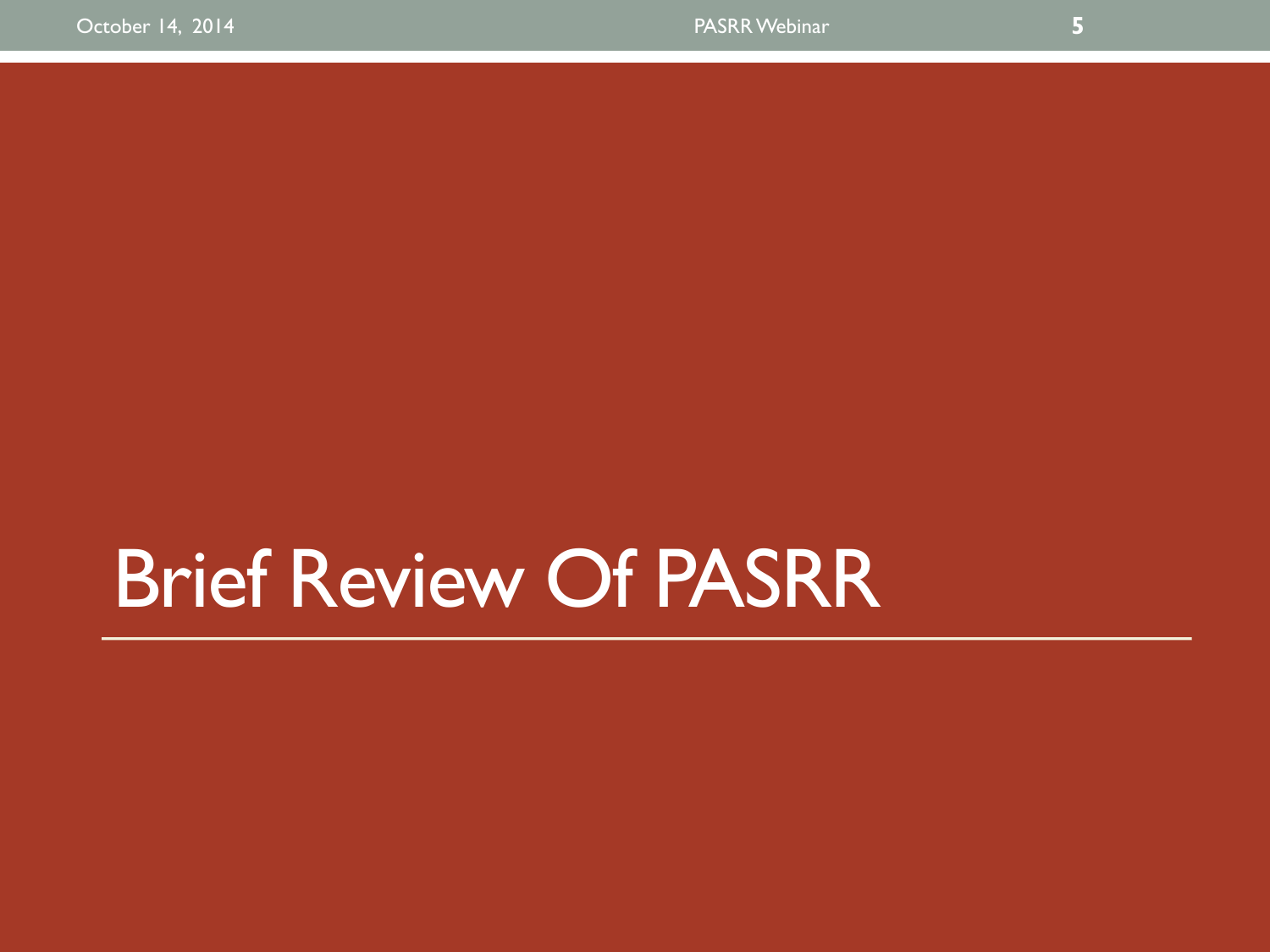# Brief Review Of PASRR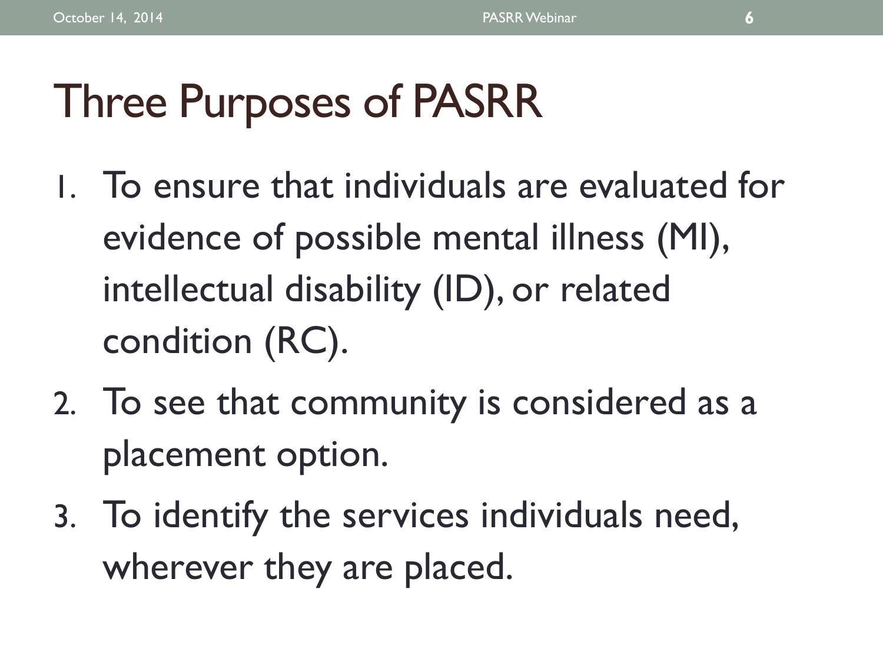# Three Purposes of PASRR

1. To ensure that individuals are evaluated for evidence of possible mental illness (MI), intellectual disability (ID), or related condition (RC).
2. To see that community is considered as a placement option.
3. To identify the services individuals need, wherever they are placed.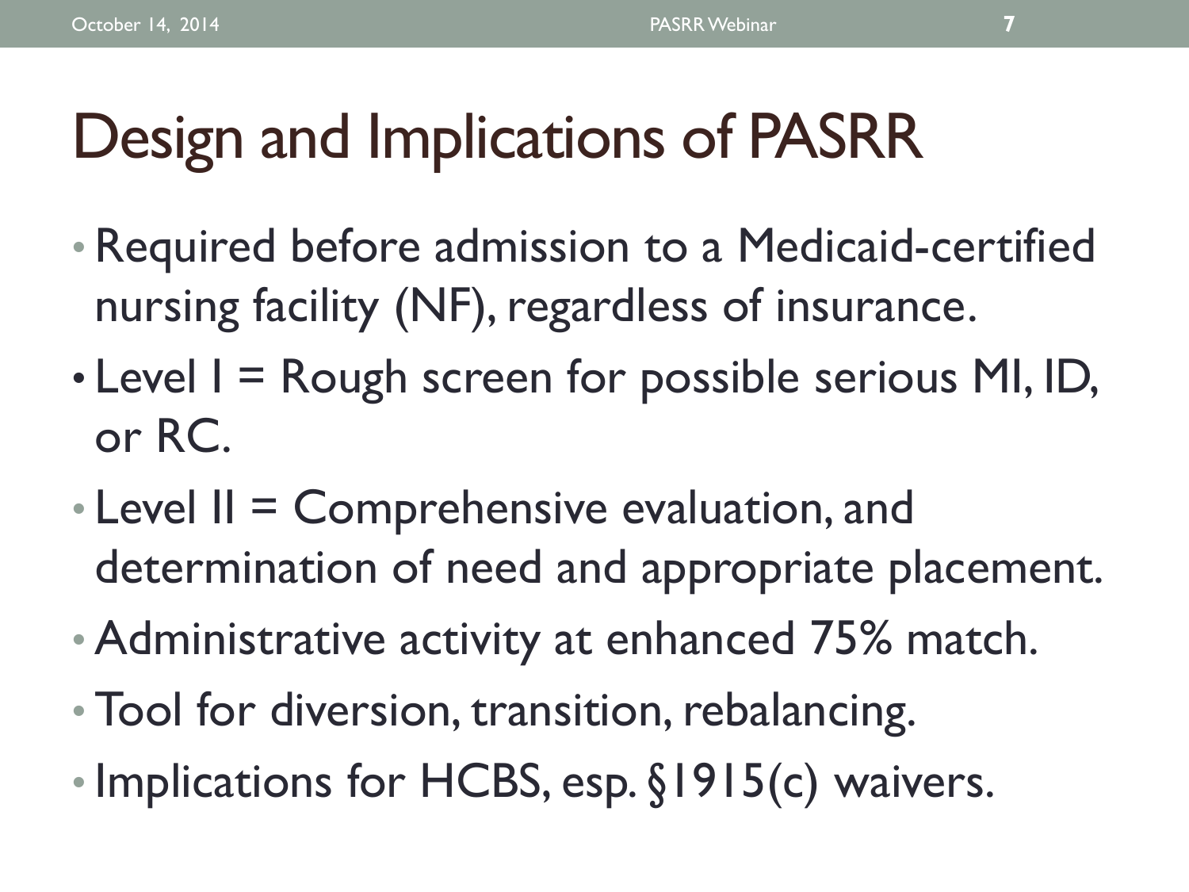# Design and Implications of PASRR

- Required before admission to a Medicaid-certified nursing facility (NF), regardless of insurance.
- Level I = Rough screen for possible serious MI, ID, or RC.
- Level II = Comprehensive evaluation, and determination of need and appropriate placement.
- Administrative activity at enhanced 75% match.
- Tool for diversion, transition, rebalancing.
- Implications for HCBS, esp. §1915(c) waivers.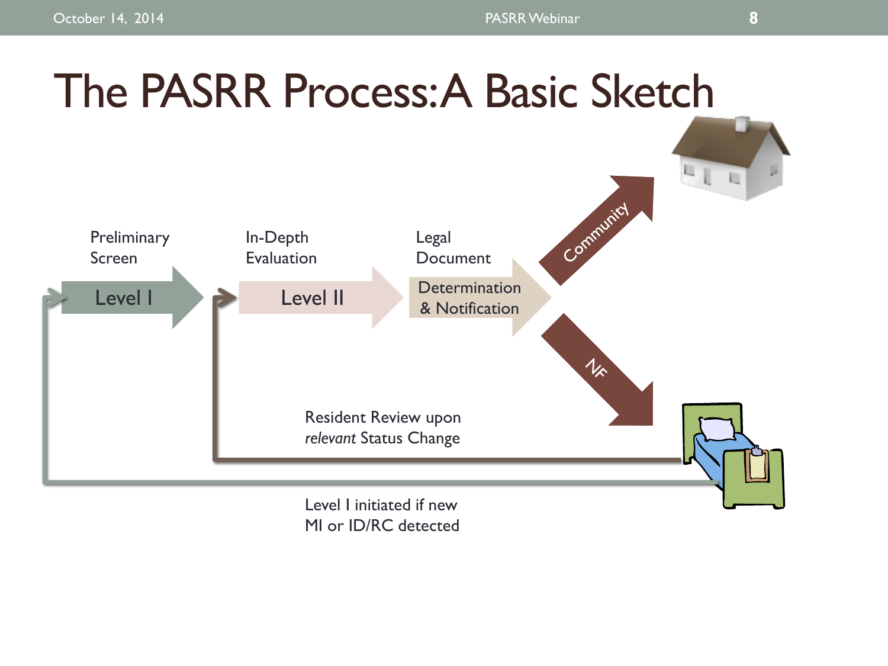# The PASRR Process: A Basic Sketch

Preliminary Screen

Level I

In-Depth Evaluation

Level II

Legal Document

Determination & Notification

Community

NF

Resident Review upon *relevant* Status Change

Level I initiated if new MI or ID/RC detected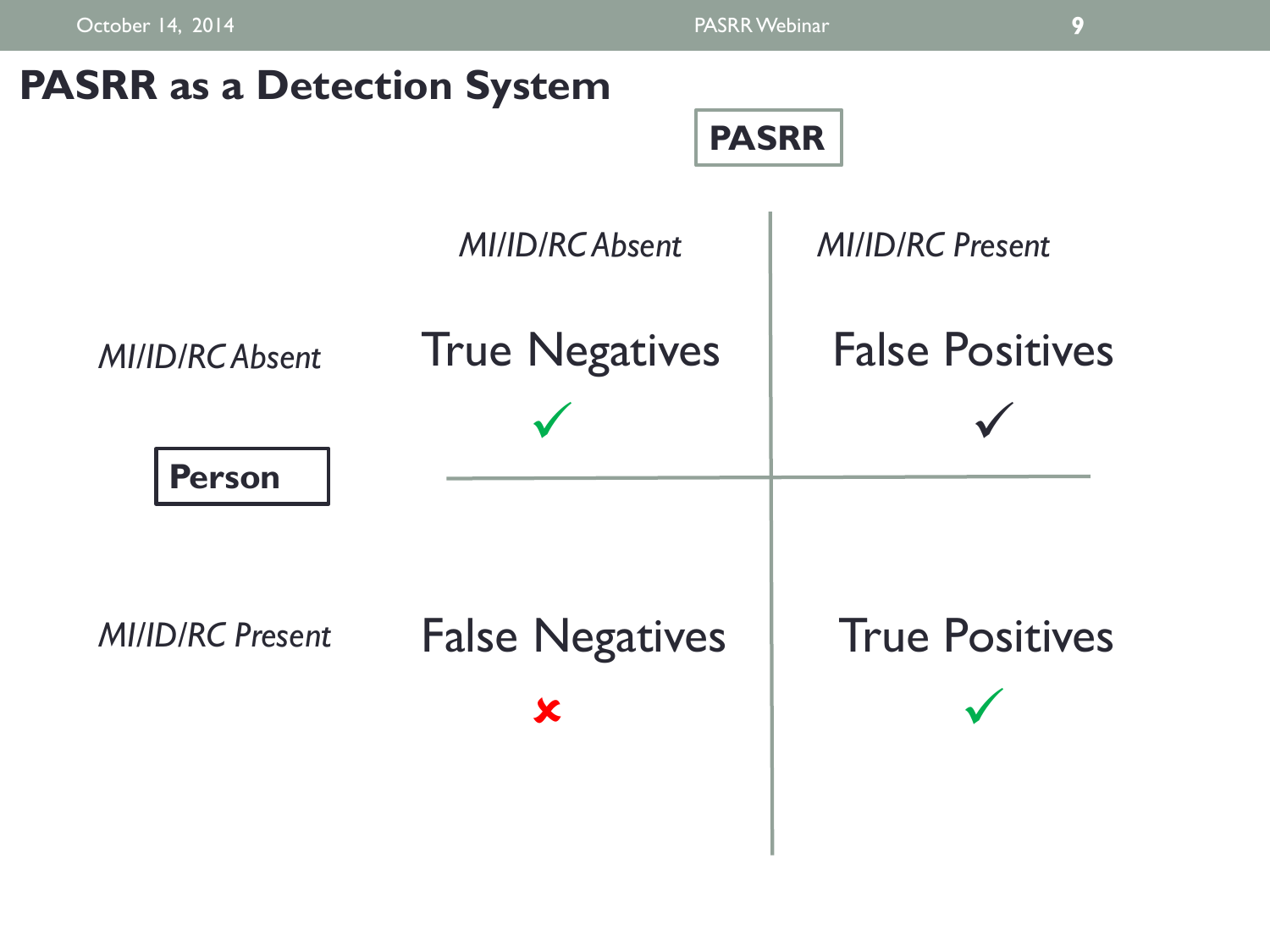# PASRR as a Detection System

| Person \ PASRR | *MI/ID/RC Absent* | *MI/ID/RC Present* |
| --- | --- | --- |
| *MI/ID/RC Absent* | True Negatives ✓ | False Positives ✓ |
| *MI/ID/RC Present* | False Negatives ✘ | True Positives ✓ |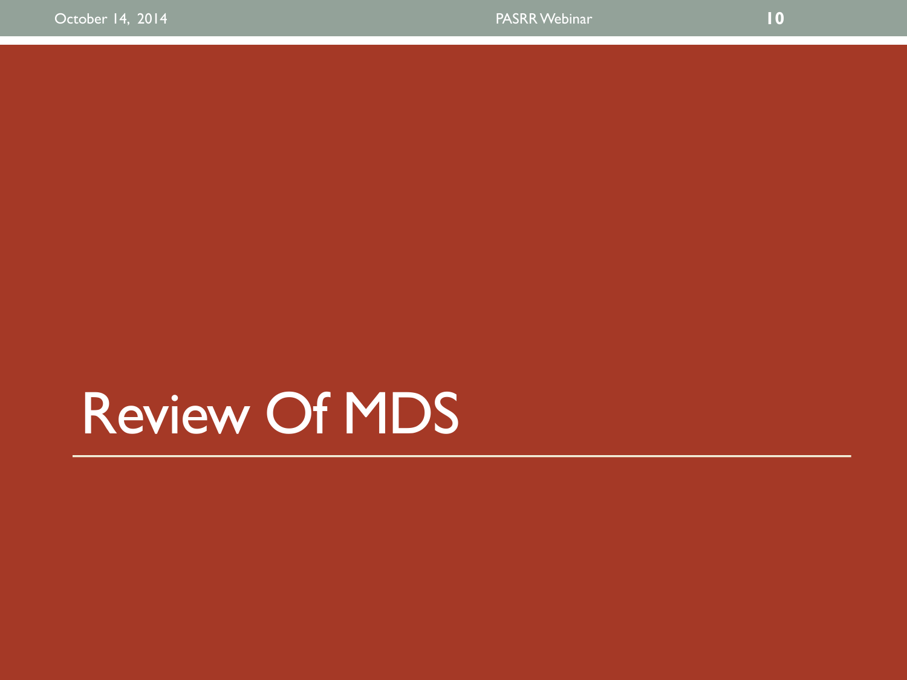# Review Of MDS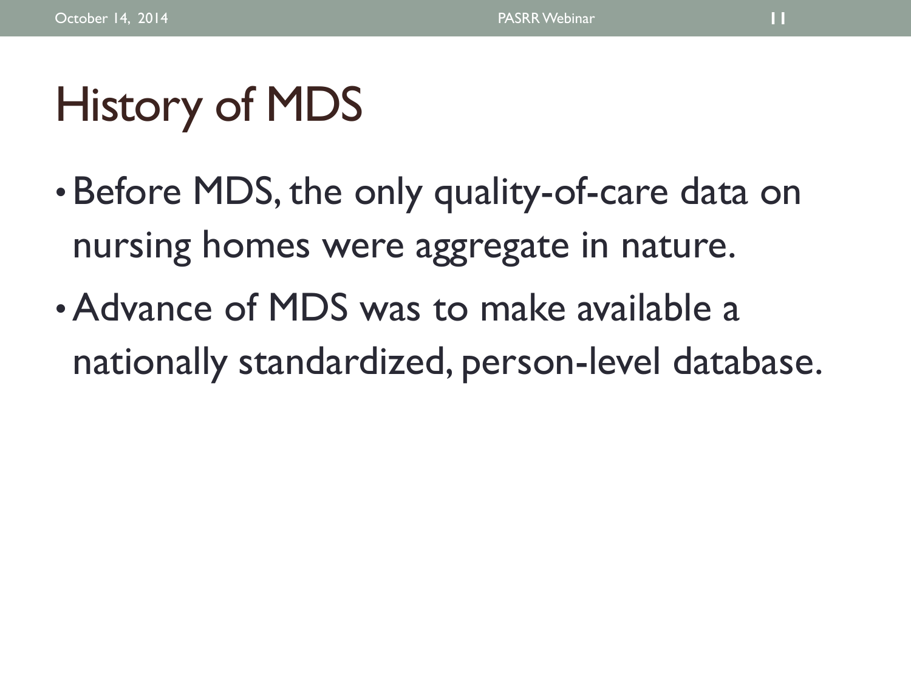# History of MDS

- Before MDS, the only quality-of-care data on nursing homes were aggregate in nature.
- Advance of MDS was to make available a nationally standardized, person-level database.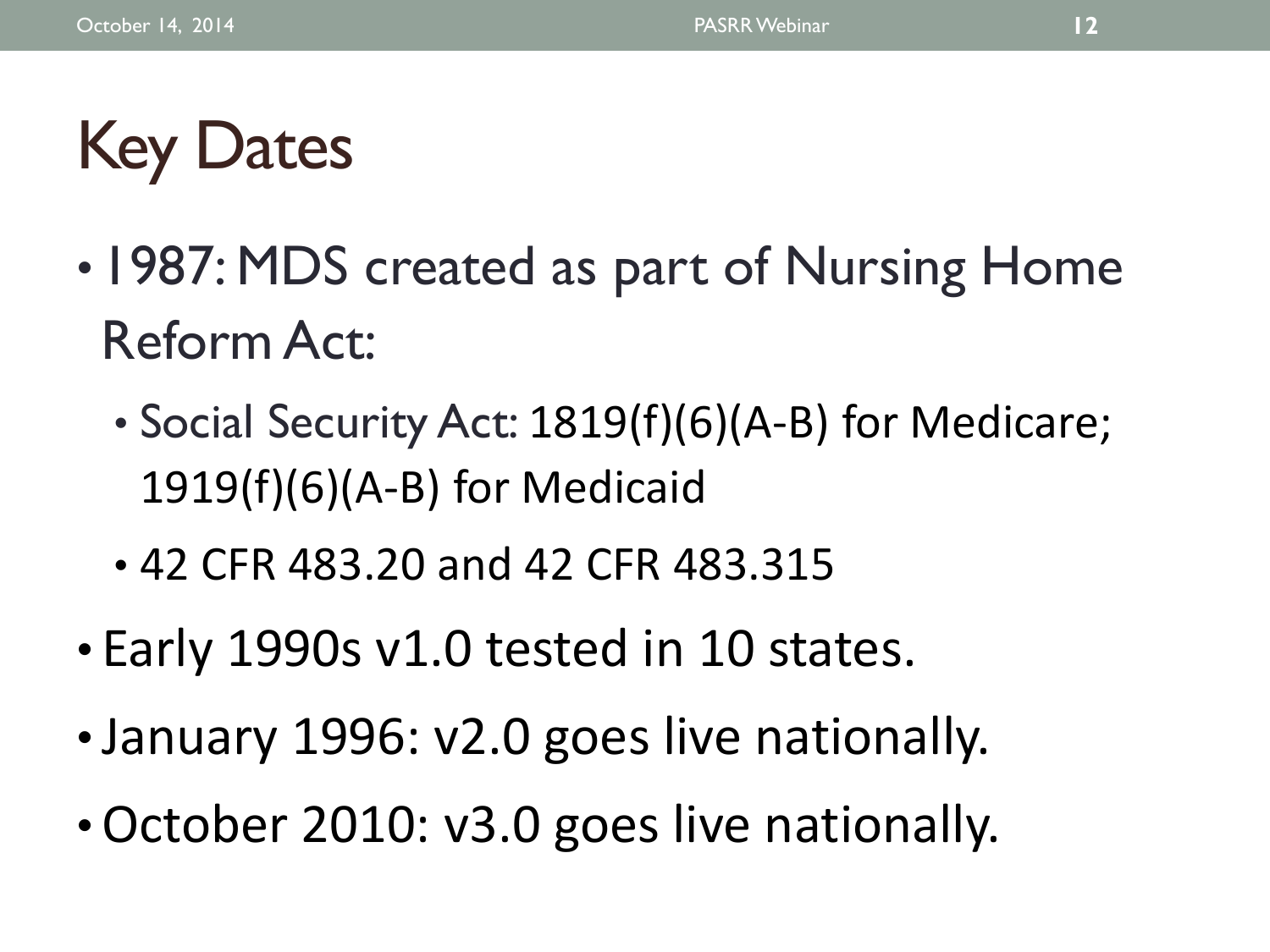# Key Dates

- 1987: MDS created as part of Nursing Home Reform Act:
  - Social Security Act: 1819(f)(6)(A-B) for Medicare; 1919(f)(6)(A-B) for Medicaid
  - 42 CFR 483.20 and 42 CFR 483.315
- Early 1990s v1.0 tested in 10 states.
- January 1996: v2.0 goes live nationally.
- October 2010: v3.0 goes live nationally.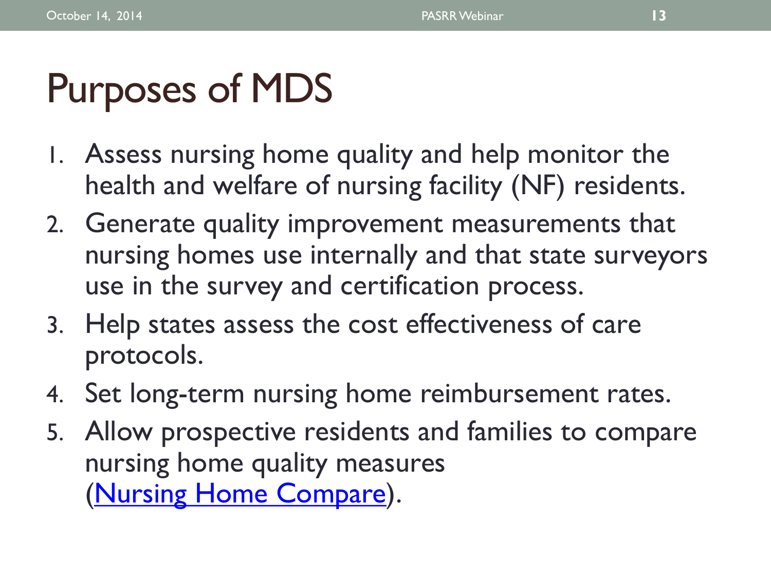# Purposes of MDS

1. Assess nursing home quality and help monitor the health and welfare of nursing facility (NF) residents.
2. Generate quality improvement measurements that nursing homes use internally and that state surveyors use in the survey and certification process.
3. Help states assess the cost effectiveness of care protocols.
4. Set long-term nursing home reimbursement rates.
5. Allow prospective residents and families to compare nursing home quality measures (Nursing Home Compare).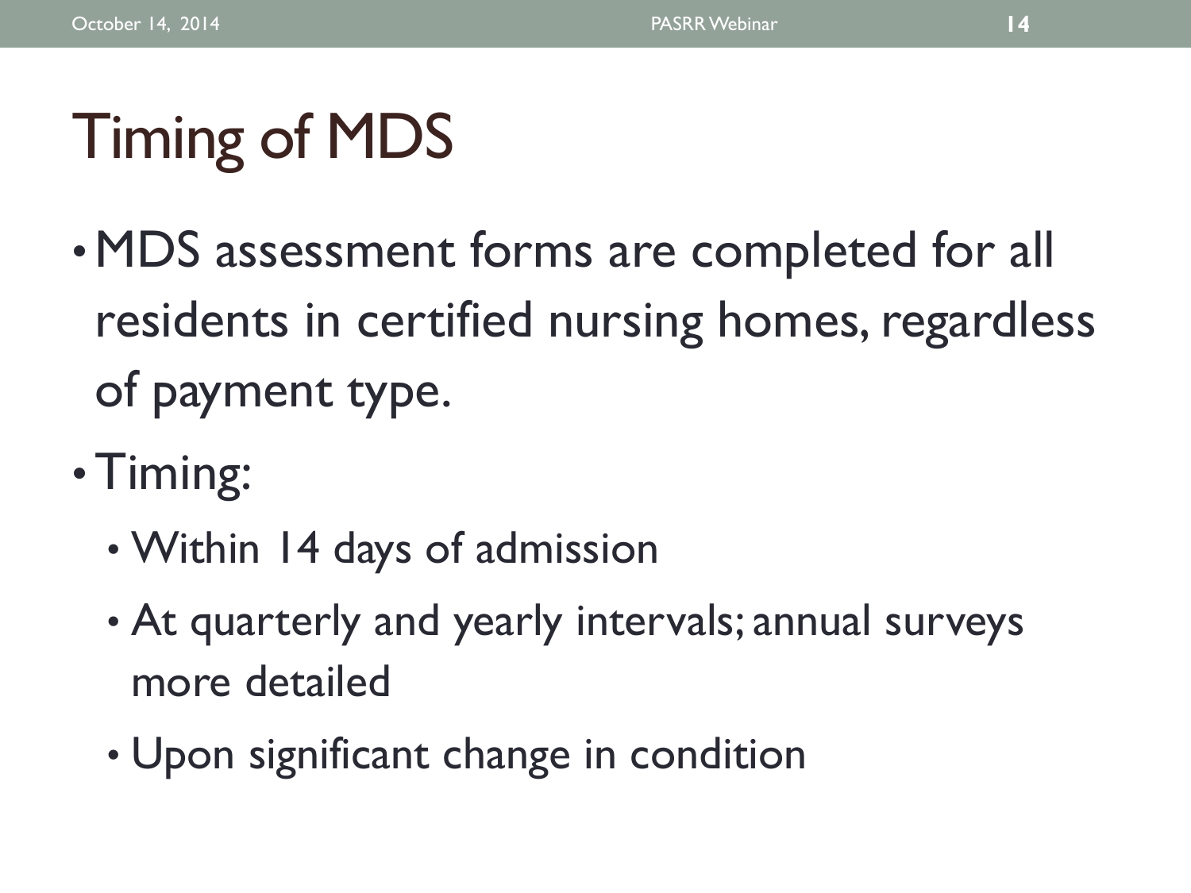# Timing of MDS

- MDS assessment forms are completed for all residents in certified nursing homes, regardless of payment type.
- Timing:
  - Within 14 days of admission
  - At quarterly and yearly intervals; annual surveys more detailed
  - Upon significant change in condition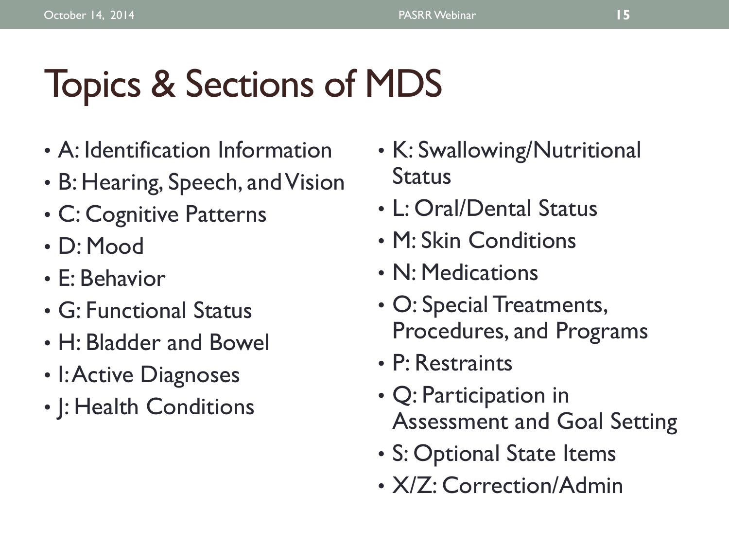# Topics & Sections of MDS

- A: Identification Information
- B: Hearing, Speech, and Vision
- C: Cognitive Patterns
- D: Mood
- E: Behavior
- G: Functional Status
- H: Bladder and Bowel
- I: Active Diagnoses
- J: Health Conditions
- K: Swallowing/Nutritional Status
- L: Oral/Dental Status
- M: Skin Conditions
- N: Medications
- O: Special Treatments, Procedures, and Programs
- P: Restraints
- Q: Participation in Assessment and Goal Setting
- S: Optional State Items
- X/Z: Correction/Admin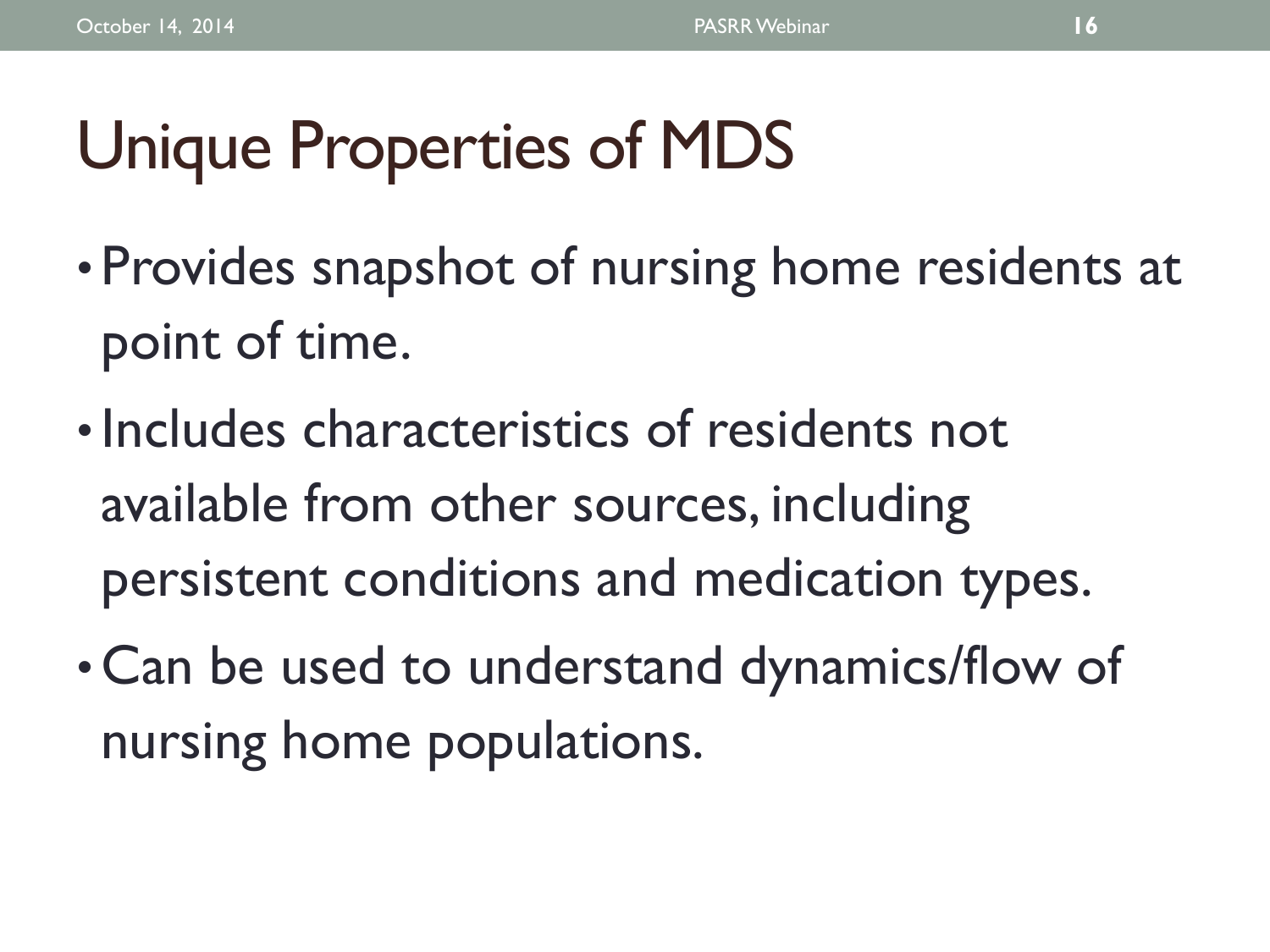# Unique Properties of MDS

- Provides snapshot of nursing home residents at point of time.
- Includes characteristics of residents not available from other sources, including persistent conditions and medication types.
- Can be used to understand dynamics/flow of nursing home populations.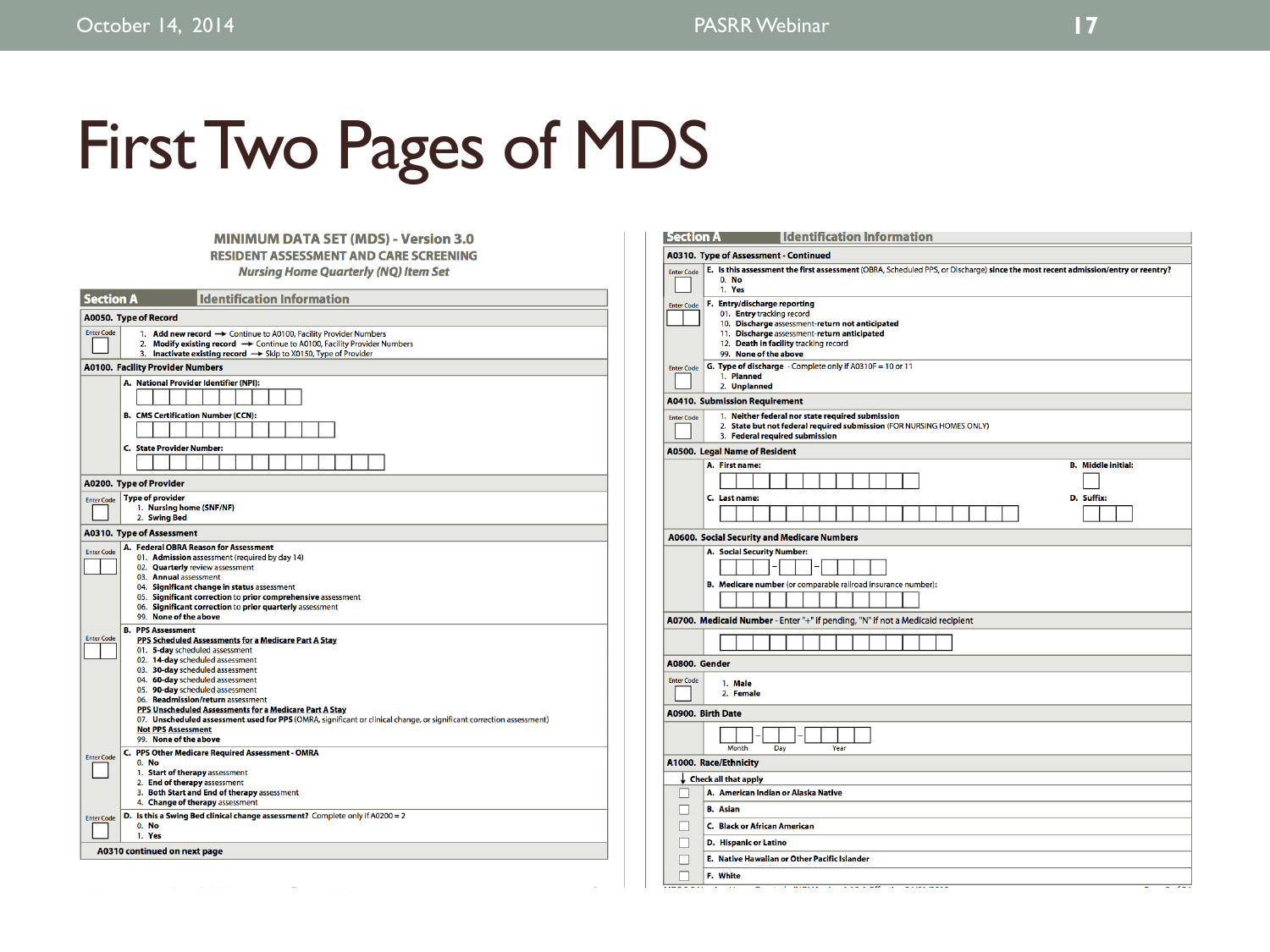# First Two Pages of MDS

**MINIMUM DATA SET (MDS) - Version 3.0**
**RESIDENT ASSESSMENT AND CARE SCREENING**
***Nursing Home Quarterly (NQ) Item Set***

## Section A — Identification Information

**A0050. Type of Record**

Enter Code
1. **Add new record** → Continue to A0100, Facility Provider Numbers
2. **Modify existing record** → Continue to A0100, Facility Provider Numbers
3. **Inactivate existing record** → Skip to X0150, Type of Provider

**A0100. Facility Provider Numbers**

A. **National Provider Identifier (NPI):**

B. **CMS Certification Number (CCN):**

C. **State Provider Number:**

**A0200. Type of Provider**

Enter Code
Type of provider
1. **Nursing home (SNF/NF)**
2. **Swing Bed**

**A0310. Type of Assessment**

Enter Code
A. **Federal OBRA Reason for Assessment**
- 01. **Admission** assessment (required by day 14)
- 02. **Quarterly** review assessment
- 03. **Annual** assessment
- 04. **Significant change in status** assessment
- 05. **Significant correction** to **prior comprehensive** assessment
- 06. **Significant correction** to **prior quarterly** assessment
- 99. **None of the above**

Enter Code
B. **PPS Assessment**
- **PPS Scheduled Assessments for a Medicare Part A Stay**
- 01. **5-day** scheduled assessment
- 02. **14-day** scheduled assessment
- 03. **30-day** scheduled assessment
- 04. **60-day** scheduled assessment
- 05. **90-day** scheduled assessment
- 06. **Readmission/return** assessment
- **PPS Unscheduled Assessments for a Medicare Part A Stay**
- 07. **Unscheduled assessment used for PPS** (OMRA, significant or clinical change, or significant correction assessment)
- **Not PPS Assessment**
- 99. **None of the above**

Enter Code
C. **PPS Other Medicare Required Assessment - OMRA**
- 0. **No**
- 1. **Start of therapy** assessment
- 2. **End of therapy** assessment
- 3. **Both Start and End of therapy** assessment
- 4. **Change of therapy** assessment

Enter Code
D. **Is this a Swing Bed clinical change assessment?** Complete only if A0200 = 2
- 0. **No**
- 1. **Yes**

**A0310 continued on next page**

## Section A — Identification Information

**A0310. Type of Assessment - Continued**

Enter Code
E. **Is this assessment the first assessment** (OBRA, Scheduled PPS, or Discharge) **since the most recent admission/entry or reentry?**
- 0. **No**
- 1. **Yes**

Enter Code
F. **Entry/discharge reporting**
- 01. **Entry** tracking record
- 10. **Discharge** assessment-**return not anticipated**
- 11. **Discharge** assessment-**return anticipated**
- 12. **Death in facility** tracking record
- 99. **None of the above**

Enter Code
G. **Type of discharge** - Complete only if A0310F = 10 or 11
- 1. **Planned**
- 2. **Unplanned**

**A0410. Submission Requirement**

Enter Code
1. **Neither federal nor state required submission**
2. **State but not federal required submission** (FOR NURSING HOMES ONLY)
3. **Federal required submission**

**A0500. Legal Name of Resident**

A. **First name:**
B. **Middle initial:**
C. **Last name:**
D. **Suffix:**

**A0600. Social Security and Medicare Numbers**

A. **Social Security Number:**

B. **Medicare number** (or comparable railroad insurance number):

**A0700. Medicaid Number** - Enter "+" if pending, "N" if not a Medicaid recipient

**A0800. Gender**

Enter Code
1. **Male**
2. **Female**

**A0900. Birth Date**

Month — Day — Year

**A1000. Race/Ethnicity**

↓ Check all that apply
- A. **American Indian or Alaska Native**
- B. **Asian**
- C. **Black or African American**
- D. **Hispanic or Latino**
- E. **Native Hawaiian or Other Pacific Islander**
- F. **White**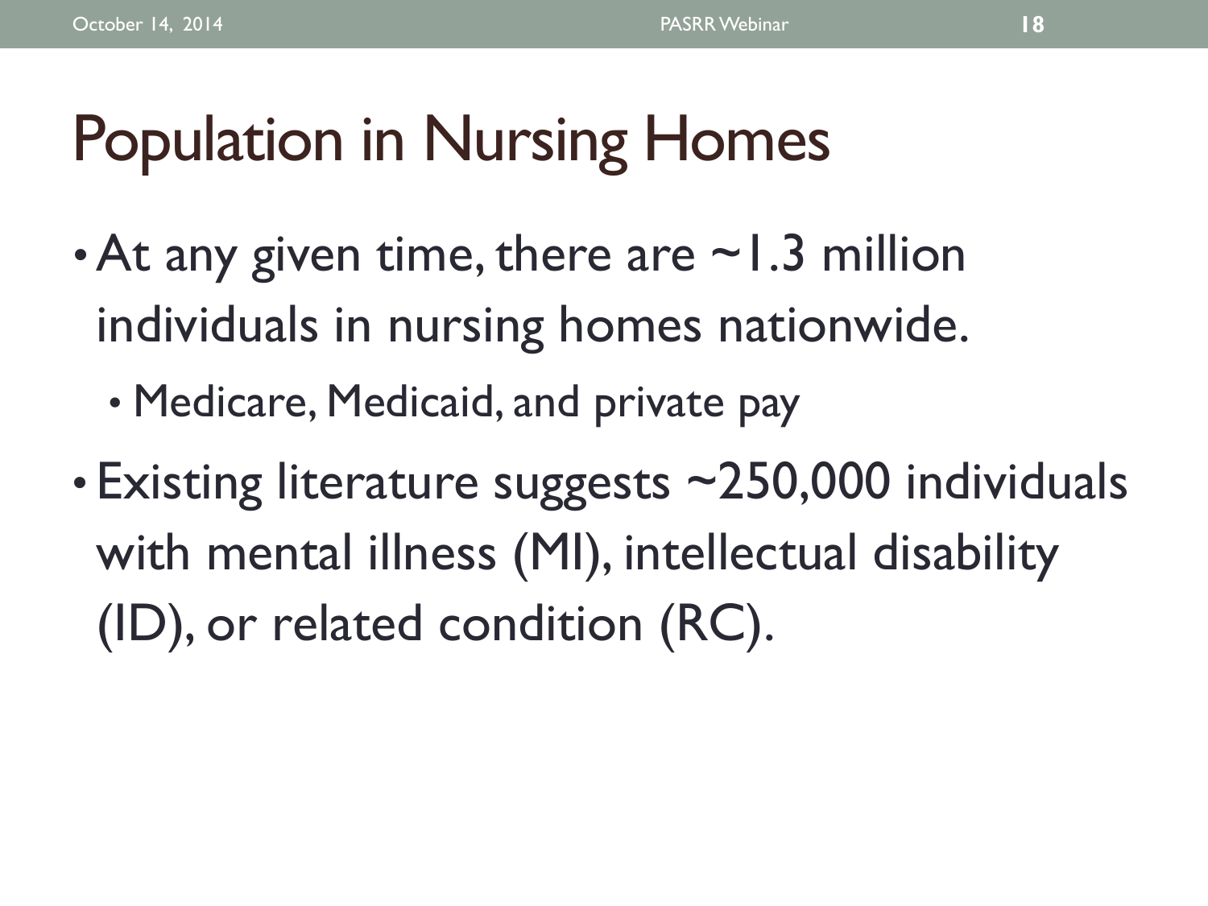# Population in Nursing Homes

- At any given time, there are ~1.3 million individuals in nursing homes nationwide.
  - Medicare, Medicaid, and private pay
- Existing literature suggests ~250,000 individuals with mental illness (MI), intellectual disability (ID), or related condition (RC).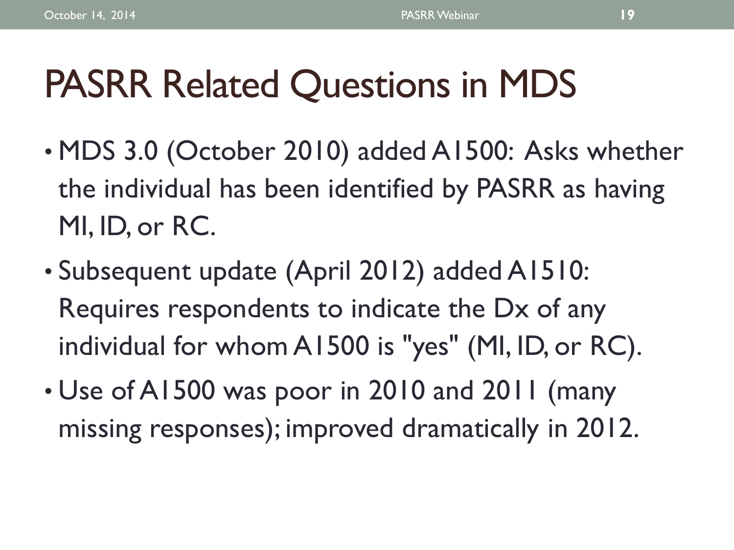# PASRR Related Questions in MDS

- MDS 3.0 (October 2010) added A1500: Asks whether the individual has been identified by PASRR as having MI, ID, or RC.
- Subsequent update (April 2012) added A1510: Requires respondents to indicate the Dx of any individual for whom A1500 is "yes" (MI, ID, or RC).
- Use of A1500 was poor in 2010 and 2011 (many missing responses); improved dramatically in 2012.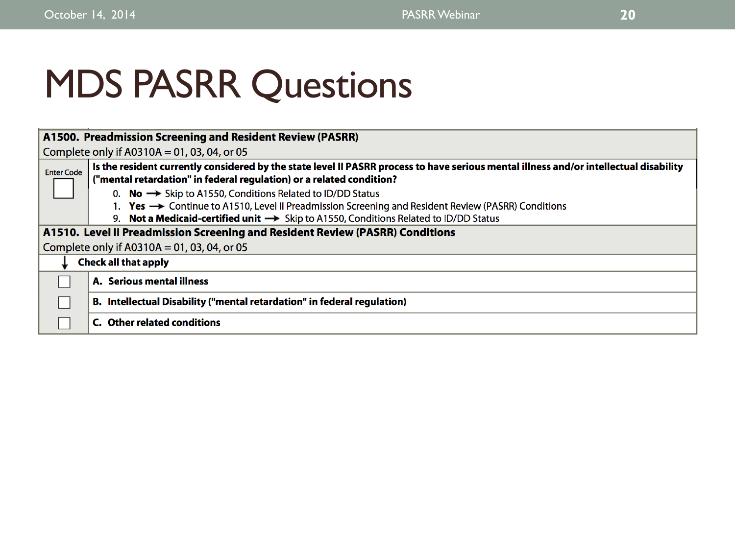# MDS PASRR Questions

| | |
|---|---|
| **A1500. Preadmission Screening and Resident Review (PASRR)**<br>Complete only if A0310A = 01, 03, 04, or 05 | |
| Enter Code ☐ | **Is the resident currently considered by the state level II PASRR process to have serious mental illness and/or intellectual disability ("mental retardation" in federal regulation) or a related condition?**<br>0. **No** → Skip to A1550, Conditions Related to ID/DD Status<br>1. **Yes** → Continue to A1510, Level II Preadmission Screening and Resident Review (PASRR) Conditions<br>9. **Not a Medicaid-certified unit** → Skip to A1550, Conditions Related to ID/DD Status |
| **A1510. Level II Preadmission Screening and Resident Review (PASRR) Conditions**<br>Complete only if A0310A = 01, 03, 04, or 05 | |
| ↓ | **Check all that apply** |
| ☐ | **A. Serious mental illness** |
| ☐ | **B. Intellectual Disability ("mental retardation" in federal regulation)** |
| ☐ | **C. Other related conditions** |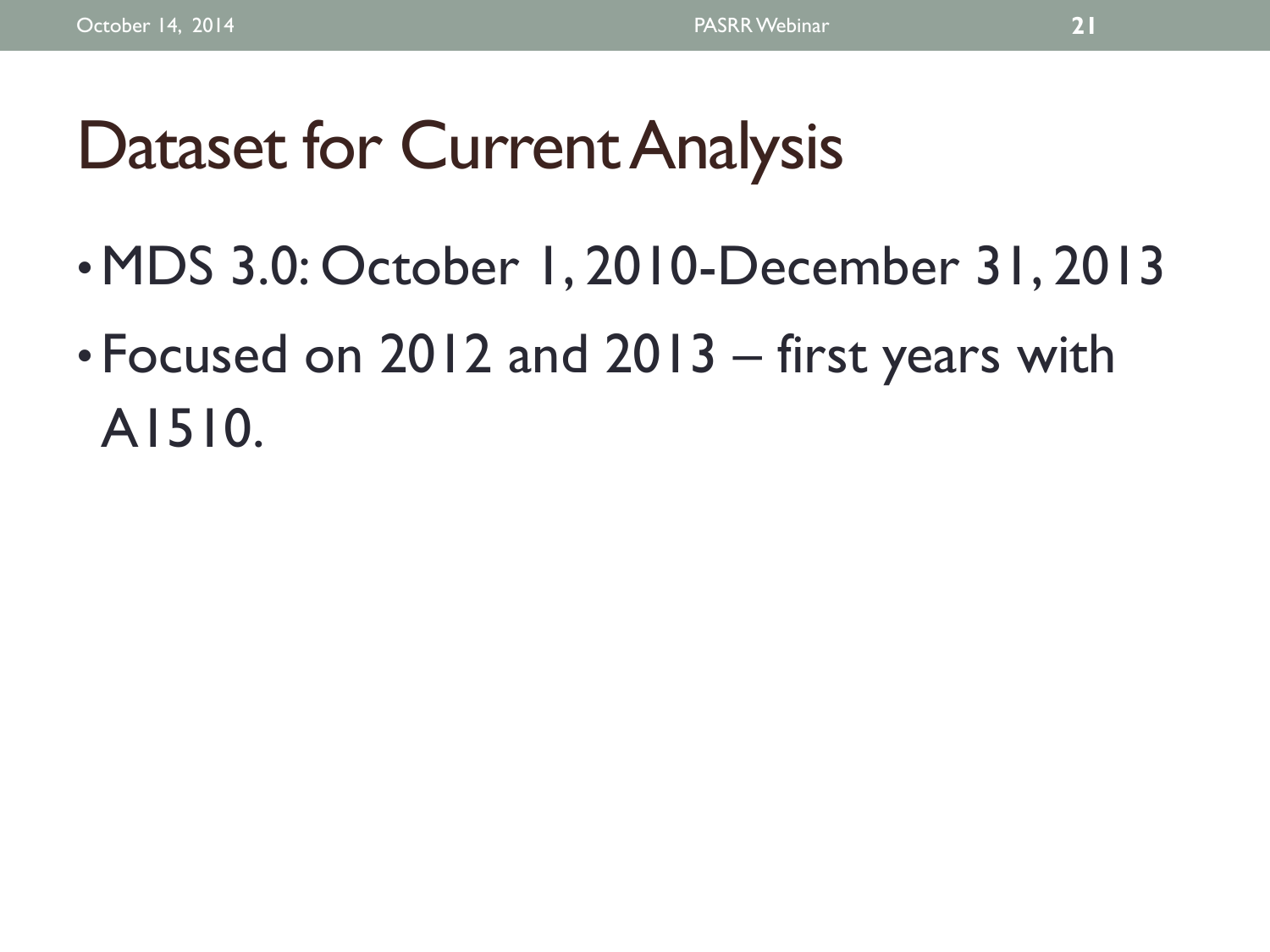# Dataset for Current Analysis

- MDS 3.0: October 1, 2010-December 31, 2013
- Focused on 2012 and 2013 – first years with A1510.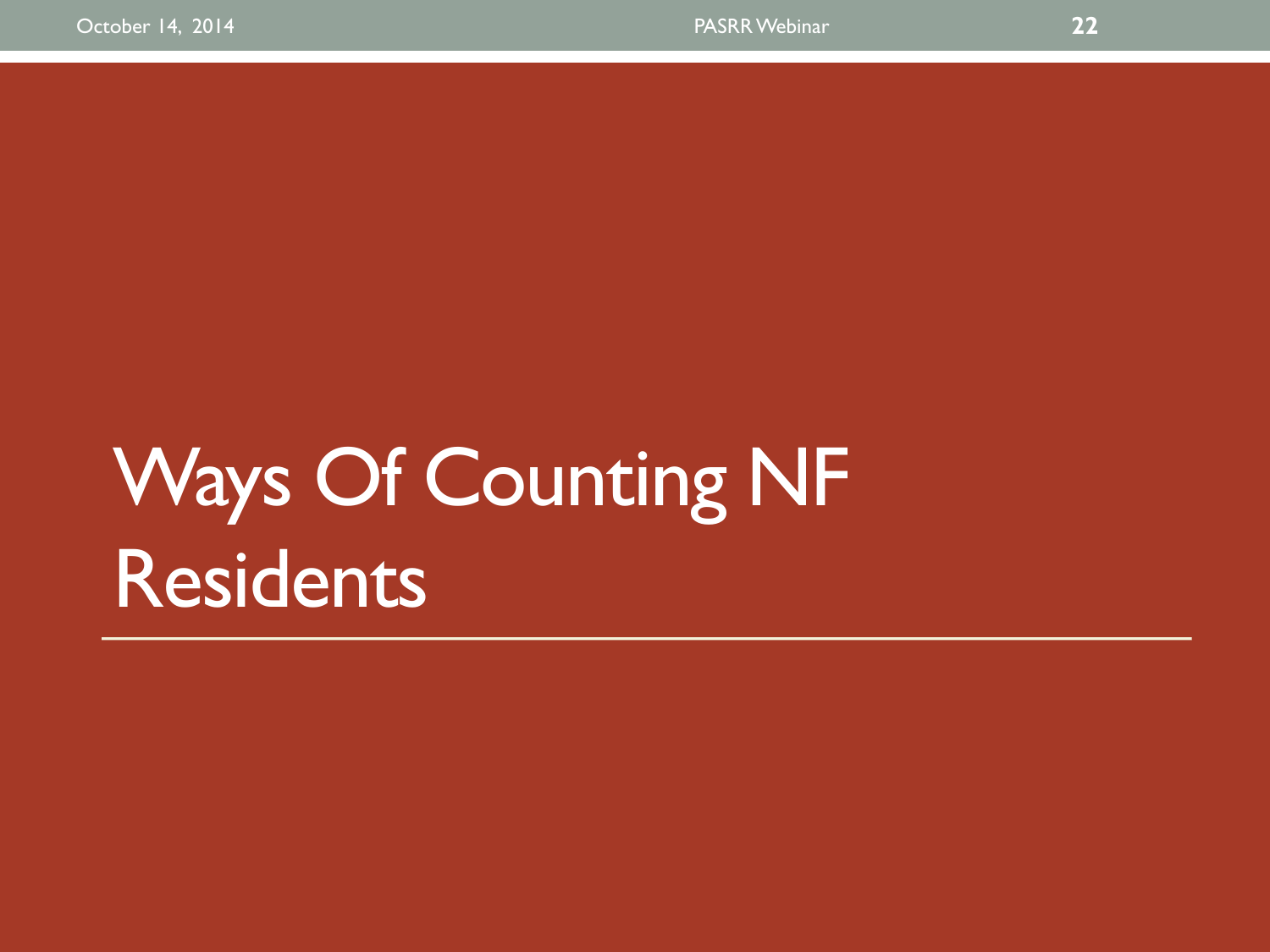# Ways Of Counting NF Residents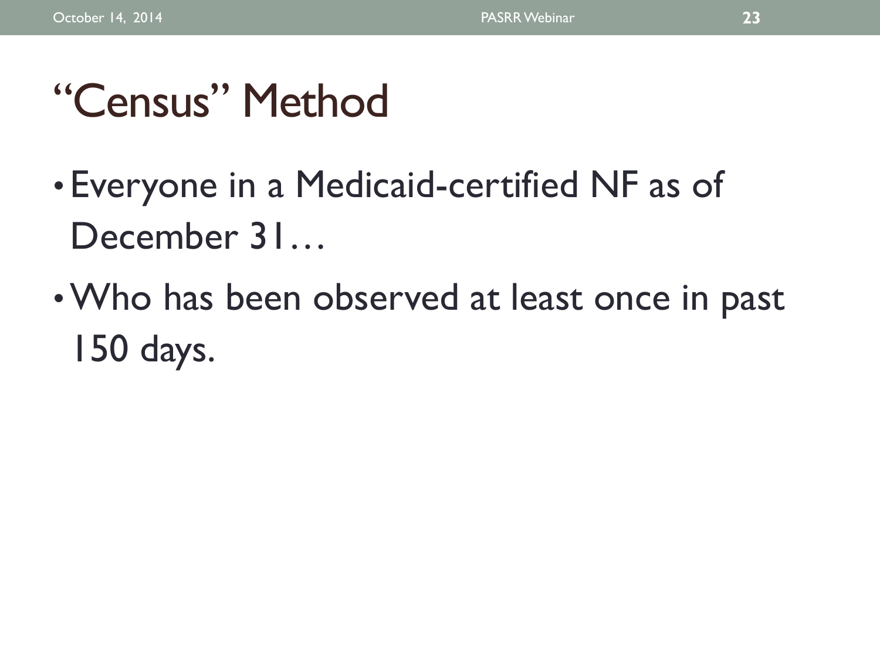# “Census” Method

- Everyone in a Medicaid-certified NF as of December 31…
- Who has been observed at least once in past 150 days.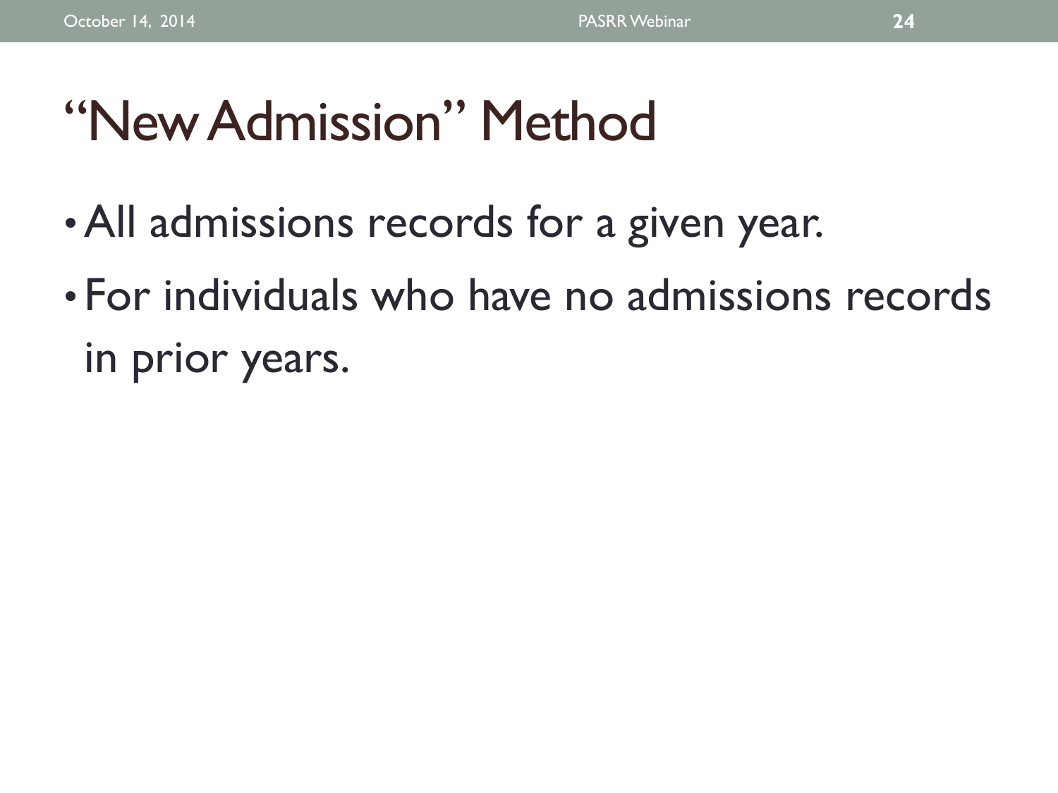# "New Admission" Method

- All admissions records for a given year.
- For individuals who have no admissions records in prior years.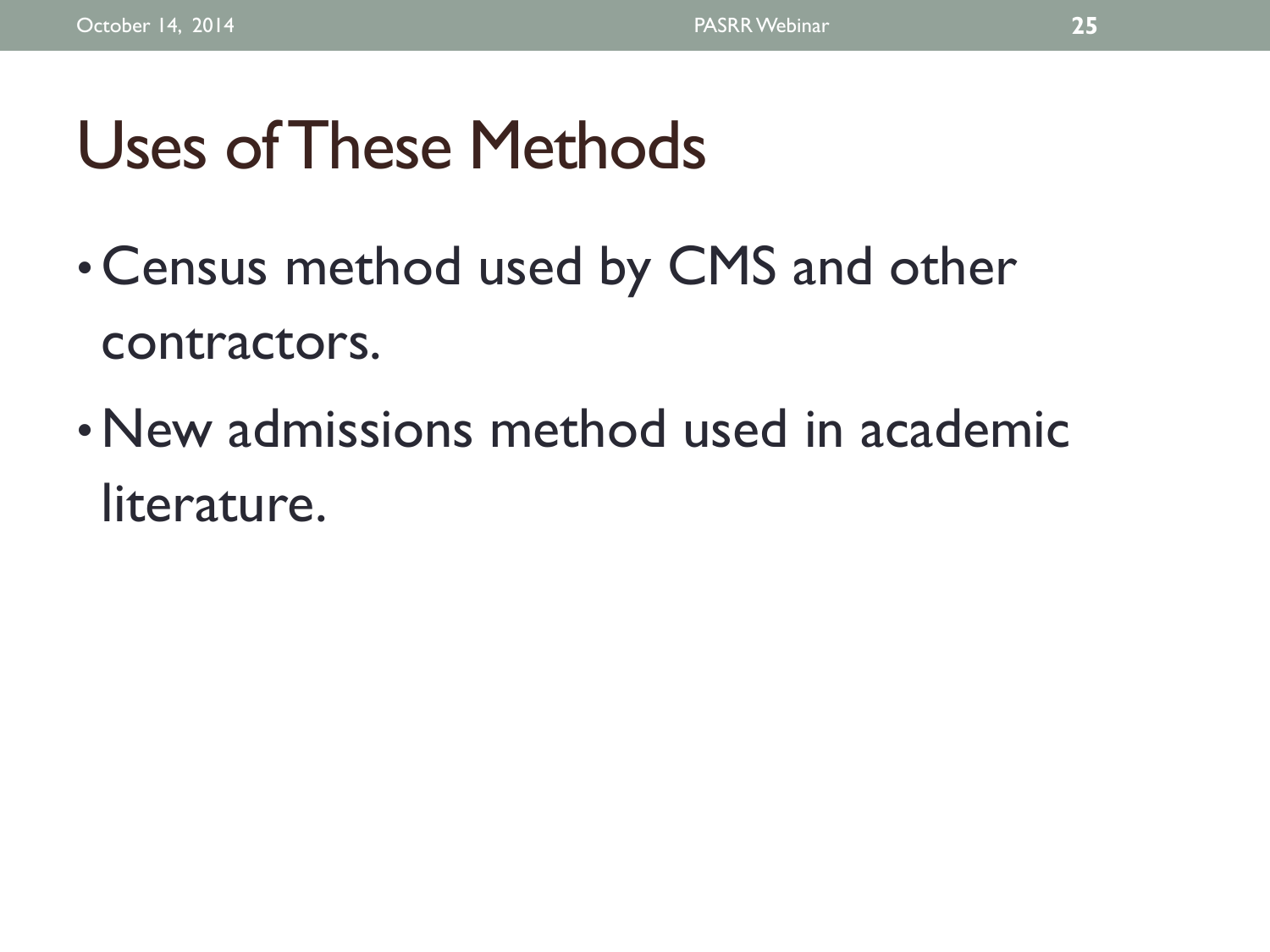# Uses of These Methods

- Census method used by CMS and other contractors.
- New admissions method used in academic literature.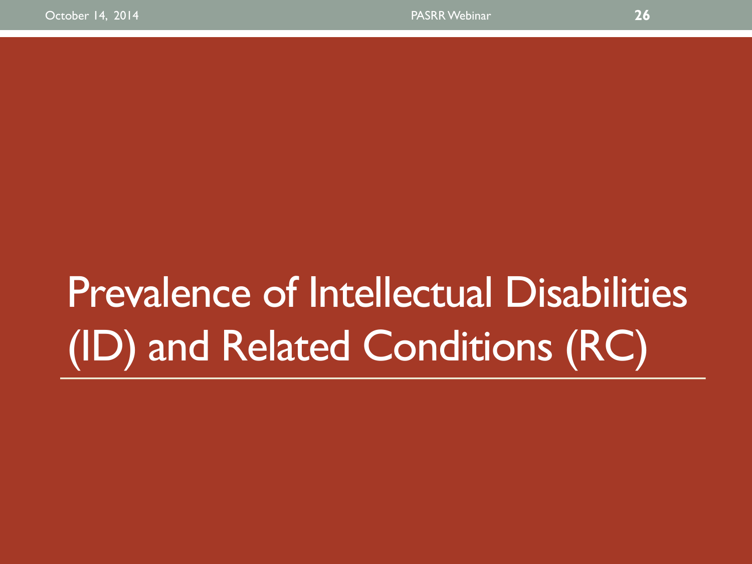# Prevalence of Intellectual Disabilities (ID) and Related Conditions (RC)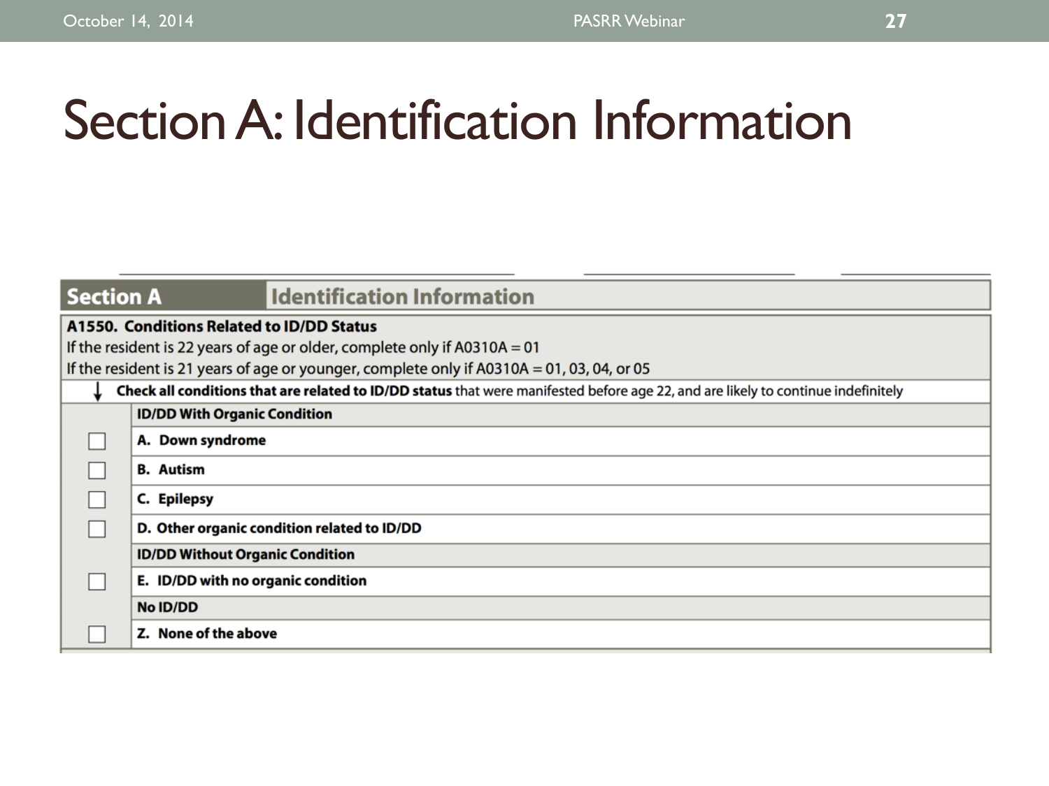# Section A: Identification Information

## Section A — Identification Information

**A1550. Conditions Related to ID/DD Status**

If the resident is 22 years of age or older, complete only if A0310A = 01

If the resident is 21 years of age or younger, complete only if A0310A = 01, 03, 04, or 05

↓ **Check all conditions that are related to ID/DD status** that were manifested before age 22, and are likely to continue indefinitely

| | |
|---|---|
| | **ID/DD With Organic Condition** |
| ☐ | **A. Down syndrome** |
| ☐ | **B. Autism** |
| ☐ | **C. Epilepsy** |
| ☐ | **D. Other organic condition related to ID/DD** |
| | **ID/DD Without Organic Condition** |
| ☐ | **E. ID/DD with no organic condition** |
| | **No ID/DD** |
| ☐ | **Z. None of the above** |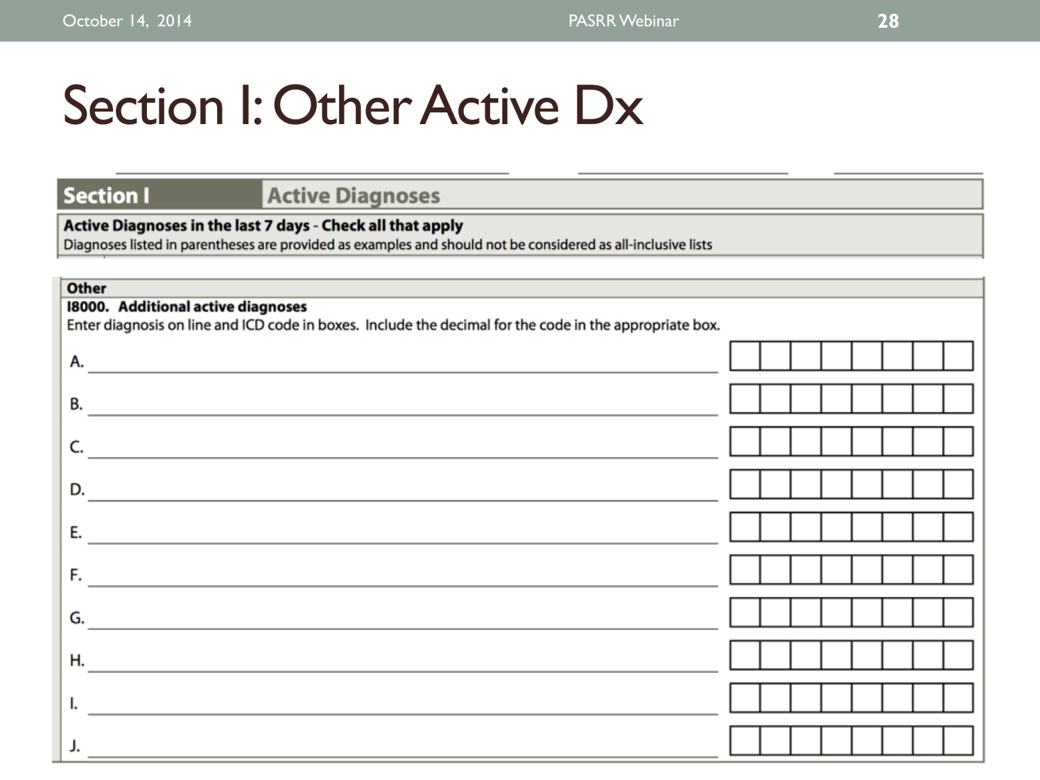# Section I: Other Active Dx

| Section I | Active Diagnoses |
|---|---|

**Active Diagnoses in the last 7 days - Check all that apply**

Diagnoses listed in parentheses are provided as examples and should not be considered as all-inclusive lists

**Other**

**I8000. Additional active diagnoses**

Enter diagnosis on line and ICD code in boxes. Include the decimal for the code in the appropriate box.

A. ______________________ | | | | | | | | |

B. ______________________ | | | | | | | | |

C. ______________________ | | | | | | | | |

D. ______________________ | | | | | | | | |

E. ______________________ | | | | | | | | |

F. ______________________ | | | | | | | | |

G. ______________________ | | | | | | | | |

H. ______________________ | | | | | | | | |

I. ______________________ | | | | | | | | |

J. ______________________ | | | | | | | | |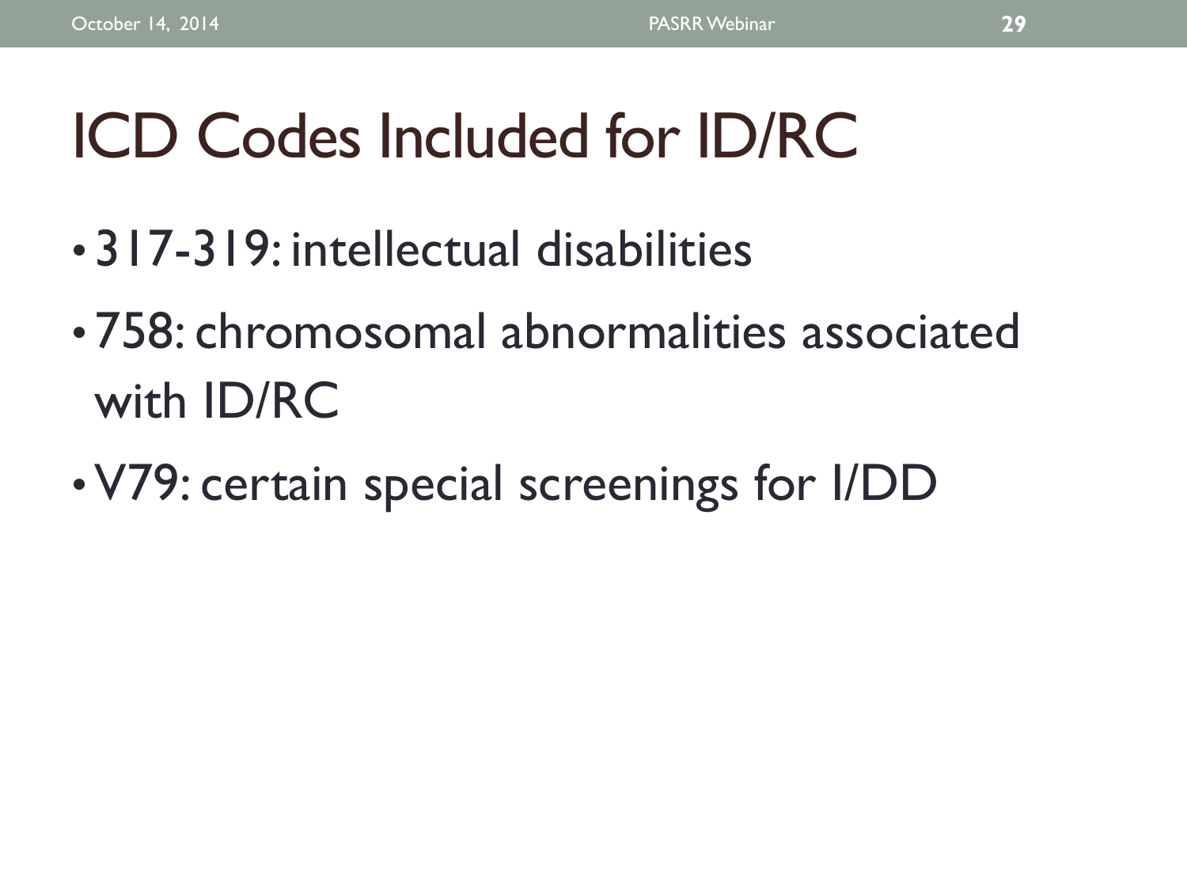# ICD Codes Included for ID/RC

- 317-319: intellectual disabilities
- 758: chromosomal abnormalities associated with ID/RC
- V79: certain special screenings for I/DD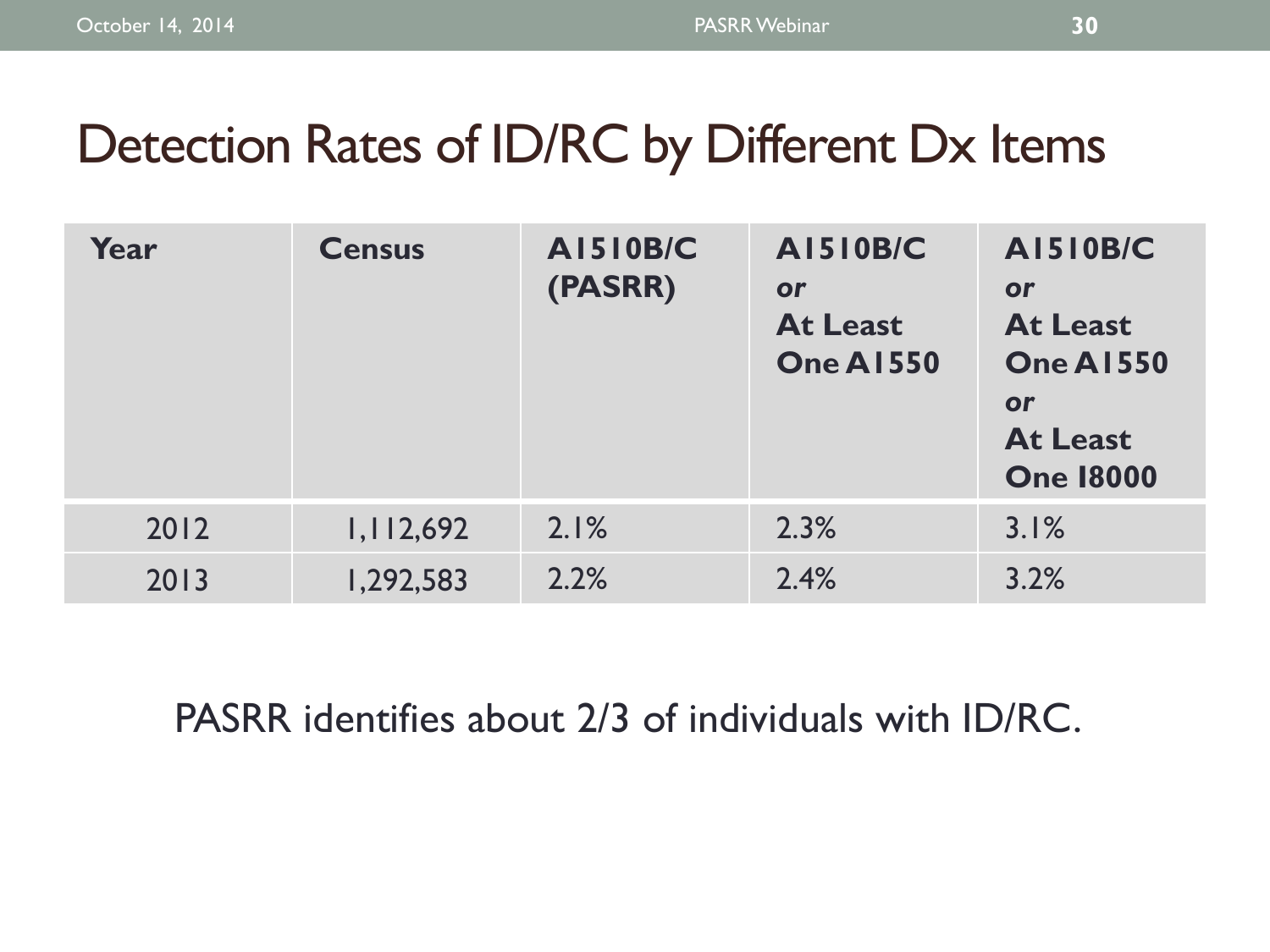# Detection Rates of ID/RC by Different Dx Items

| Year | Census | A1510B/C (PASRR) | A1510B/C *or* At Least One A1550 | A1510B/C *or* At Least One A1550 *or* At Least One I8000 |
|---|---|---|---|---|
| 2012 | 1,112,692 | 2.1% | 2.3% | 3.1% |
| 2013 | 1,292,583 | 2.2% | 2.4% | 3.2% |

PASRR identifies about 2/3 of individuals with ID/RC.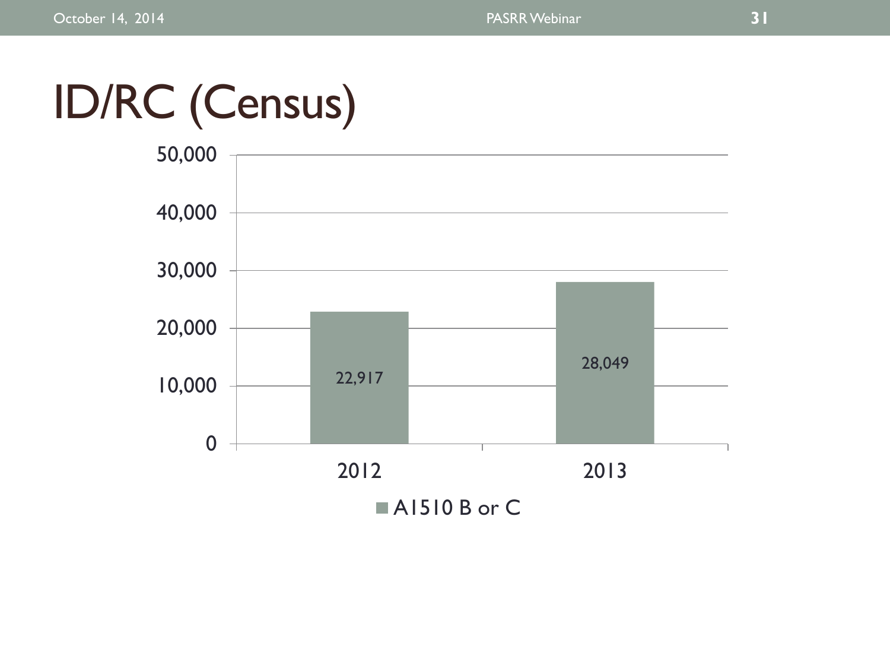# ID/RC (Census)

| | A1510 B or C |
|---|---|
| 2012 | 22,917 |
| 2013 | 28,049 |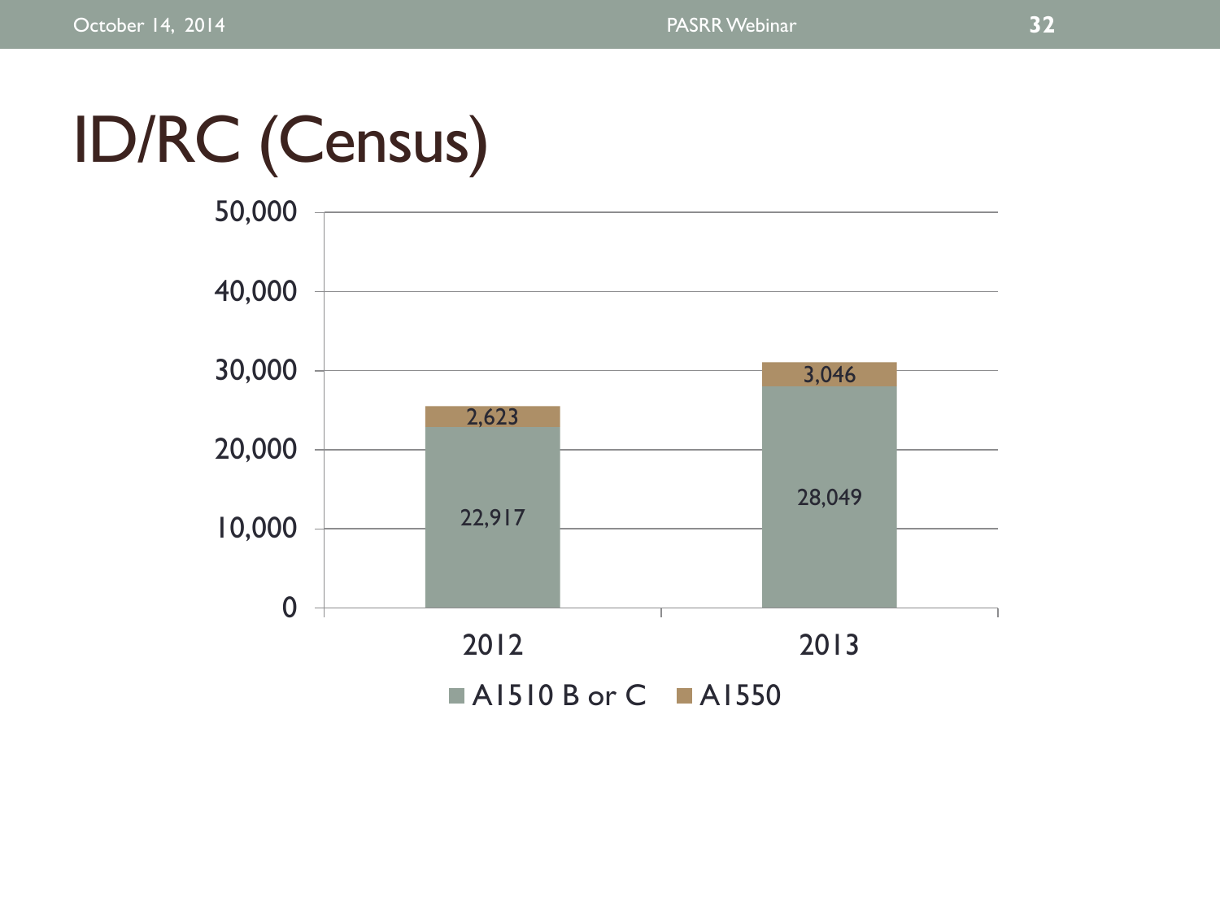# ID/RC (Census)

| Year | A1510 B or C | A1550 |
|---|---|---|
| 2012 | 22,917 | 2,623 |
| 2013 | 28,049 | 3,046 |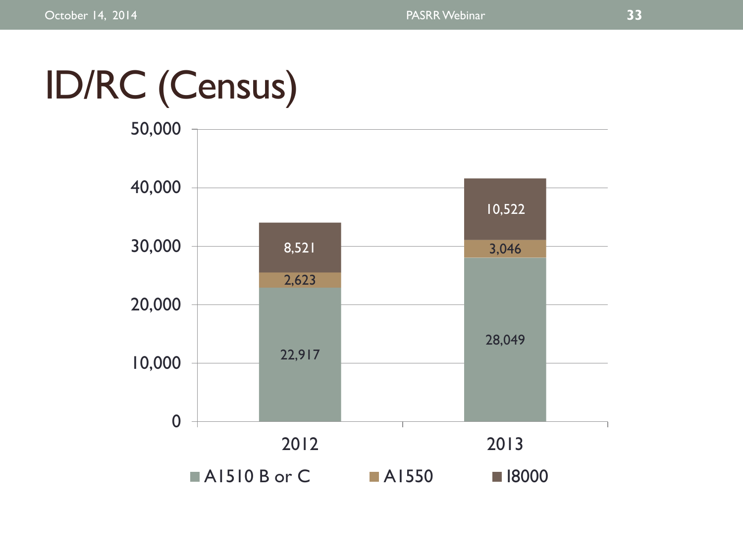# ID/RC (Census)

| | A1510 B or C | A1550 | I8000 |
|---|---|---|---|
| 2012 | 22,917 | 2,623 | 8,521 |
| 2013 | 28,049 | 3,046 | 10,522 |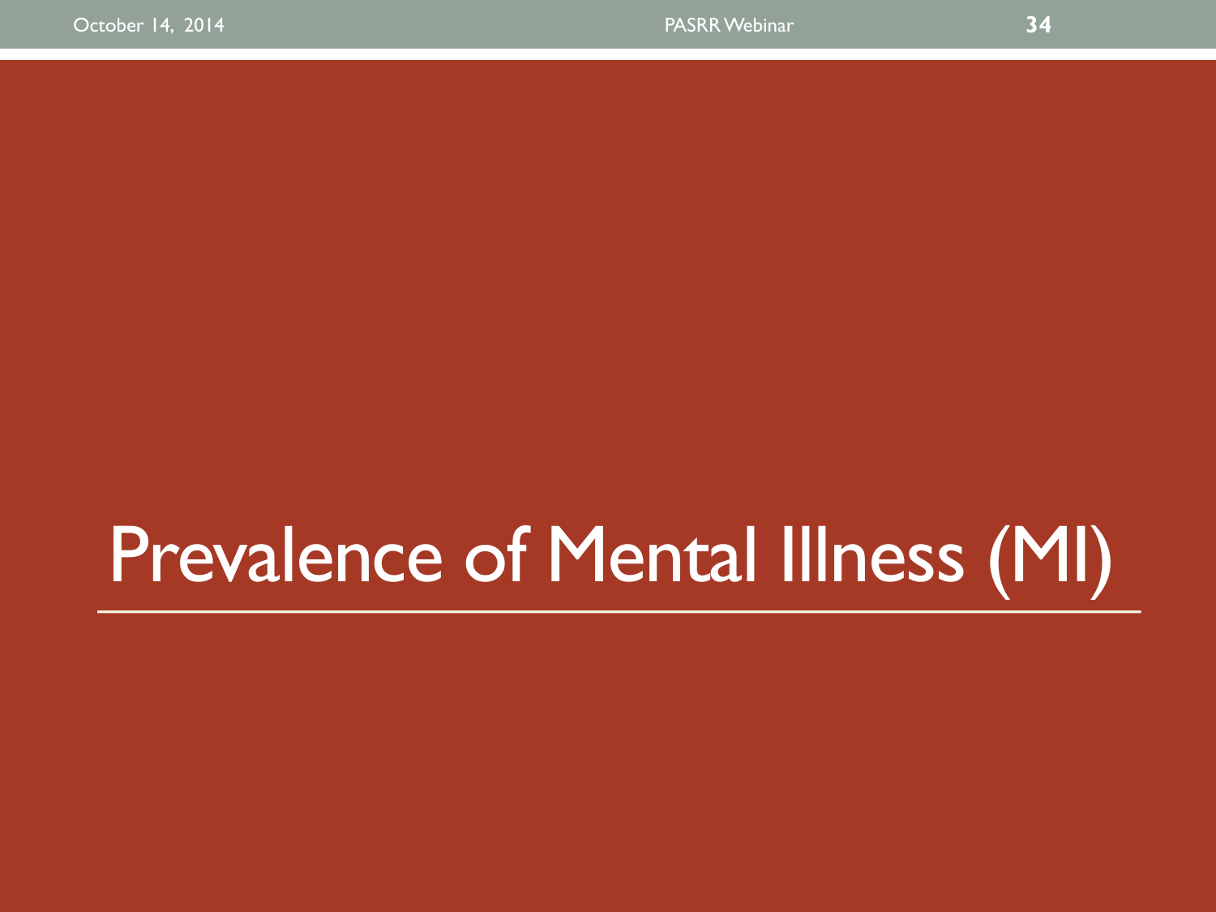# Prevalence of Mental Illness (MI)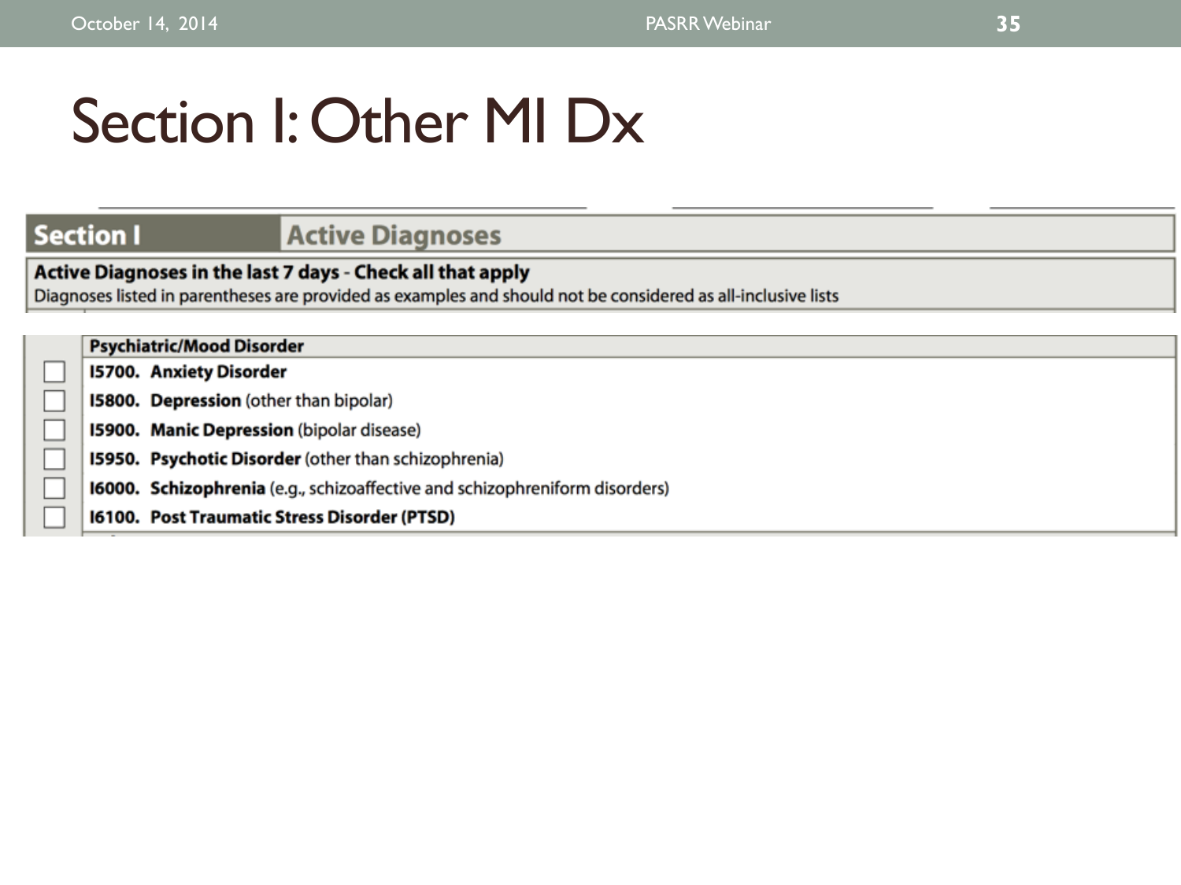# Section I: Other MI Dx

| Section I | Active Diagnoses |
|---|---|

**Active Diagnoses in the last 7 days - Check all that apply**
Diagnoses listed in parentheses are provided as examples and should not be considered as all-inclusive lists

| | **Psychiatric/Mood Disorder** |
|---|---|
| ☐ | **I5700. Anxiety Disorder** |
| ☐ | **I5800. Depression** (other than bipolar) |
| ☐ | **I5900. Manic Depression** (bipolar disease) |
| ☐ | **I5950. Psychotic Disorder** (other than schizophrenia) |
| ☐ | **I6000. Schizophrenia** (e.g., schizoaffective and schizophreniform disorders) |
| ☐ | **I6100. Post Traumatic Stress Disorder (PTSD)** |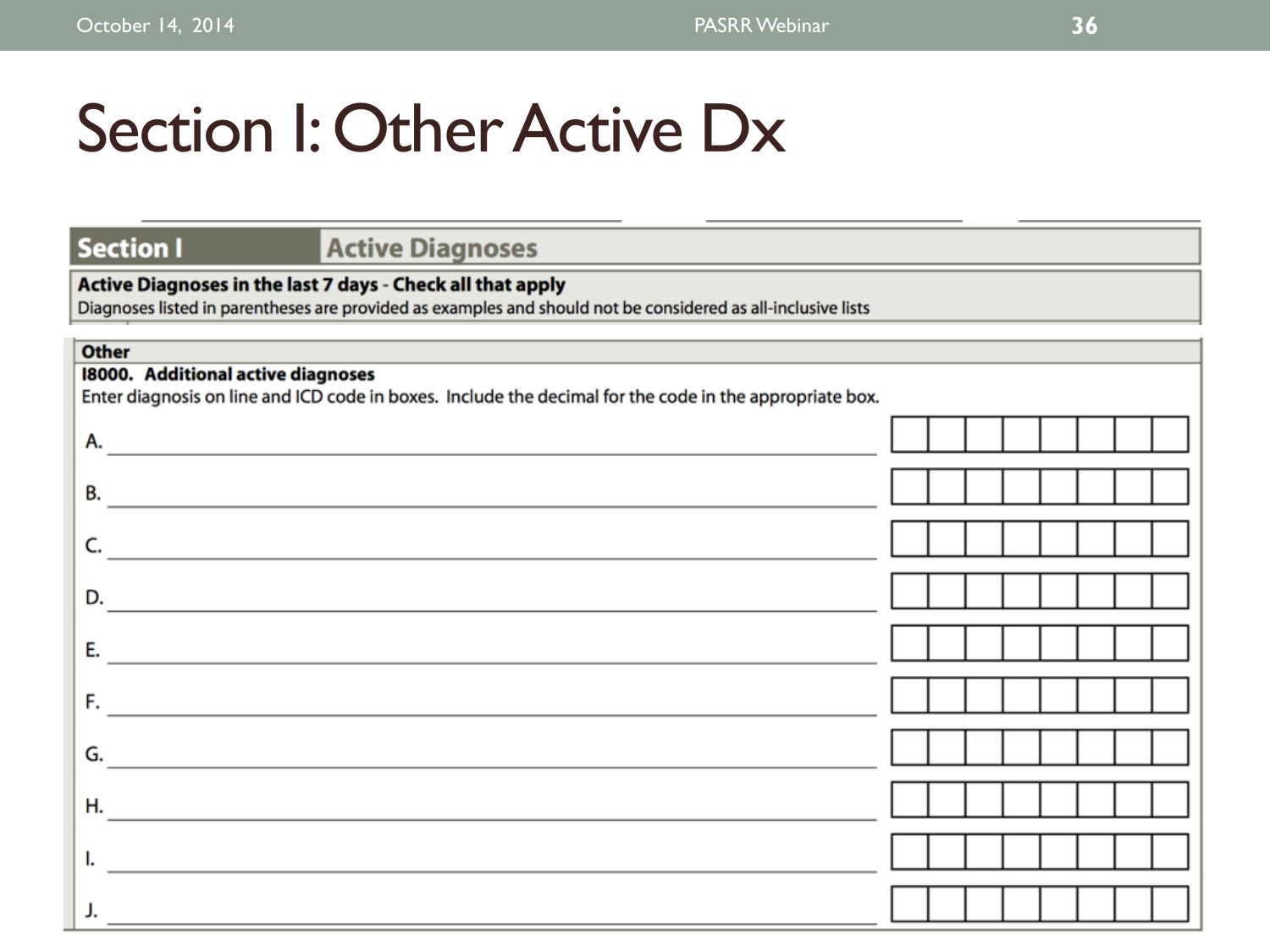# Section I: Other Active Dx

| Section I | Active Diagnoses |
|---|---|

**Active Diagnoses in the last 7 days - Check all that apply**
Diagnoses listed in parentheses are provided as examples and should not be considered as all-inclusive lists

**Other**

**I8000. Additional active diagnoses**
Enter diagnosis on line and ICD code in boxes. Include the decimal for the code in the appropriate box.

A. ____________________ [ | | | | | | | ]

B. ____________________ [ | | | | | | | ]

C. ____________________ [ | | | | | | | ]

D. ____________________ [ | | | | | | | ]

E. ____________________ [ | | | | | | | ]

F. ____________________ [ | | | | | | | ]

G. ____________________ [ | | | | | | | ]

H. ____________________ [ | | | | | | | ]

I. ____________________ [ | | | | | | | ]

J. ____________________ [ | | | | | | | ]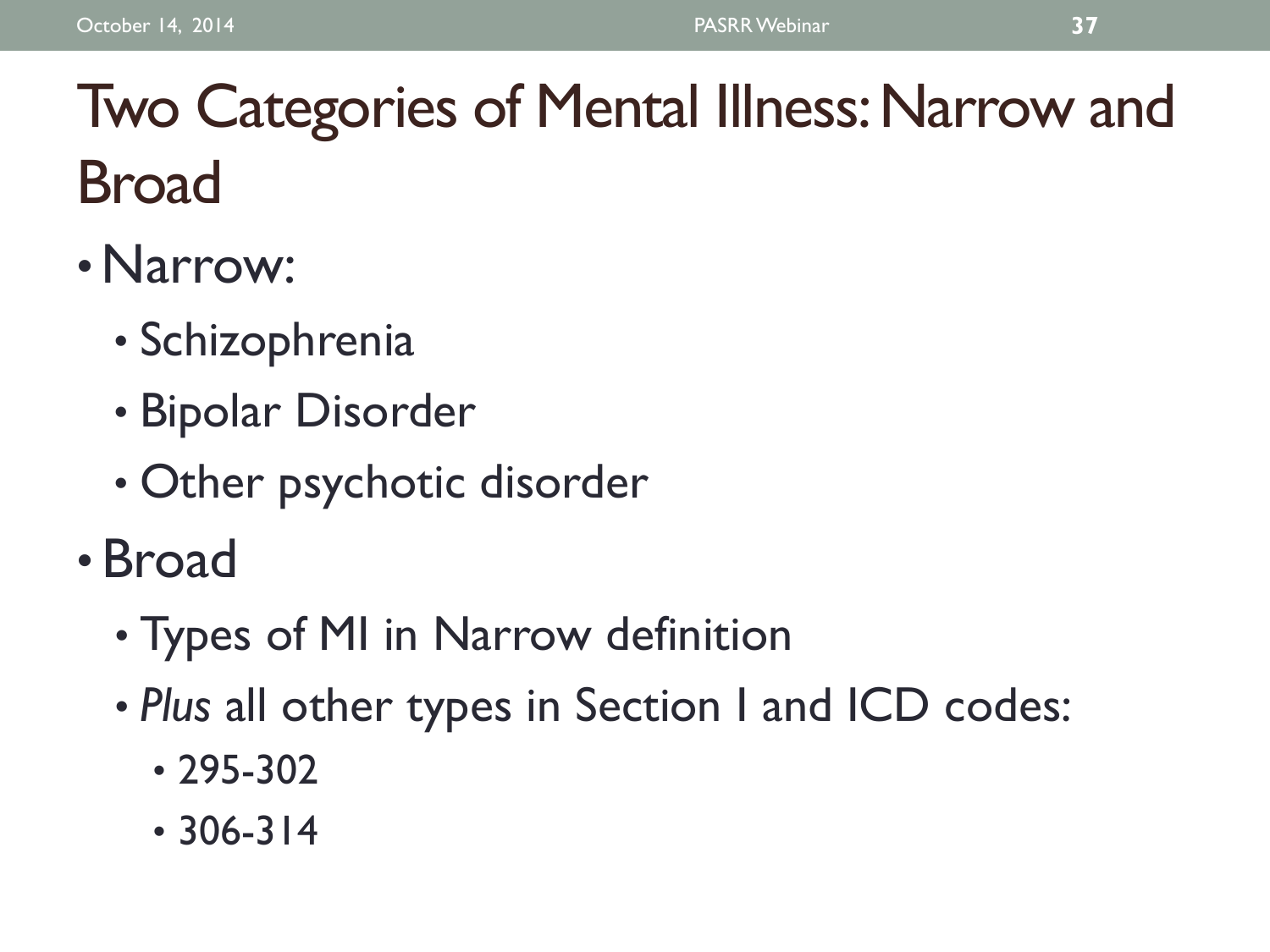# Two Categories of Mental Illness: Narrow and Broad

- Narrow:
  - Schizophrenia
  - Bipolar Disorder
  - Other psychotic disorder
- Broad
  - Types of MI in Narrow definition
  - *Plus* all other types in Section I and ICD codes:
    - 295-302
    - 306-314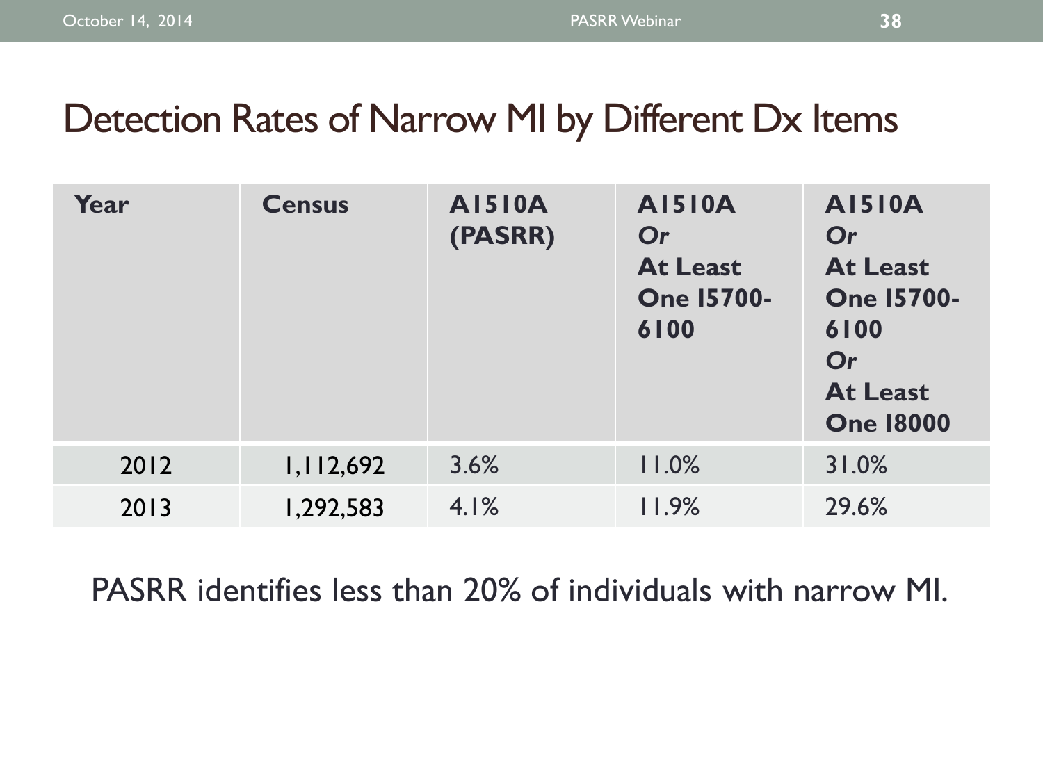# Detection Rates of Narrow MI by Different Dx Items

| Year | Census | A1510A (PASRR) | A1510A *Or* At Least One I5700-6100 | A1510A *Or* At Least One I5700-6100 *Or* At Least One I8000 |
|---|---|---|---|---|
| 2012 | 1,112,692 | 3.6% | 11.0% | 31.0% |
| 2013 | 1,292,583 | 4.1% | 11.9% | 29.6% |

PASRR identifies less than 20% of individuals with narrow MI.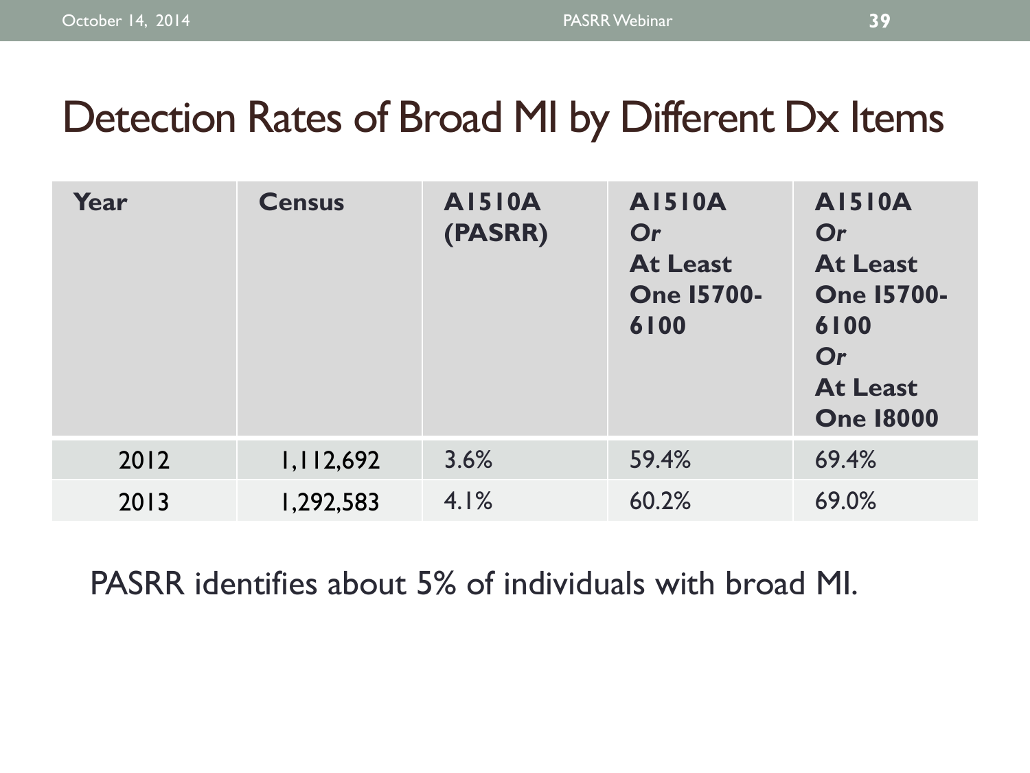# Detection Rates of Broad MI by Different Dx Items

| Year | Census | A1510A (PASRR) | A1510A *Or* At Least One I5700-6100 | A1510A *Or* At Least One I5700-6100 *Or* At Least One I8000 |
|---|---|---|---|---|
| 2012 | 1,112,692 | 3.6% | 59.4% | 69.4% |
| 2013 | 1,292,583 | 4.1% | 60.2% | 69.0% |

PASRR identifies about 5% of individuals with broad MI.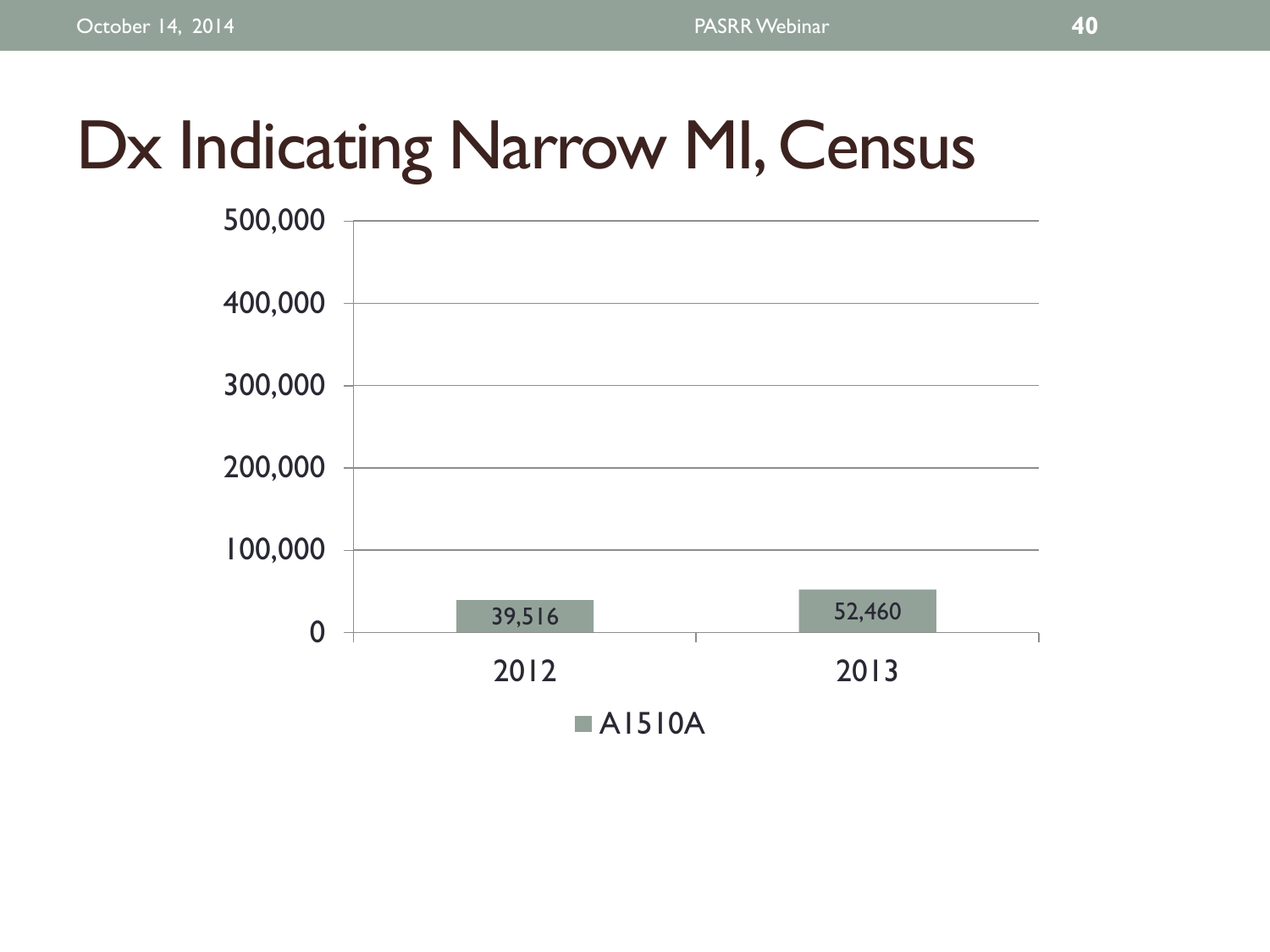# Dx Indicating Narrow MI, Census

| | A1510A |
|---|---|
| 2012 | 39,516 |
| 2013 | 52,460 |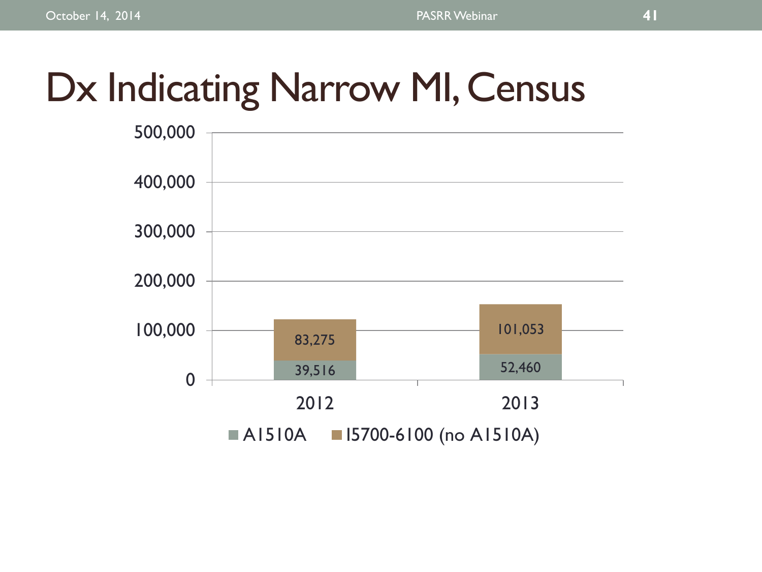# Dx Indicating Narrow MI, Census

| | A1510A | I5700-6100 (no A1510A) |
|---|---|---|
| 2012 | 39,516 | 83,275 |
| 2013 | 52,460 | 101,053 |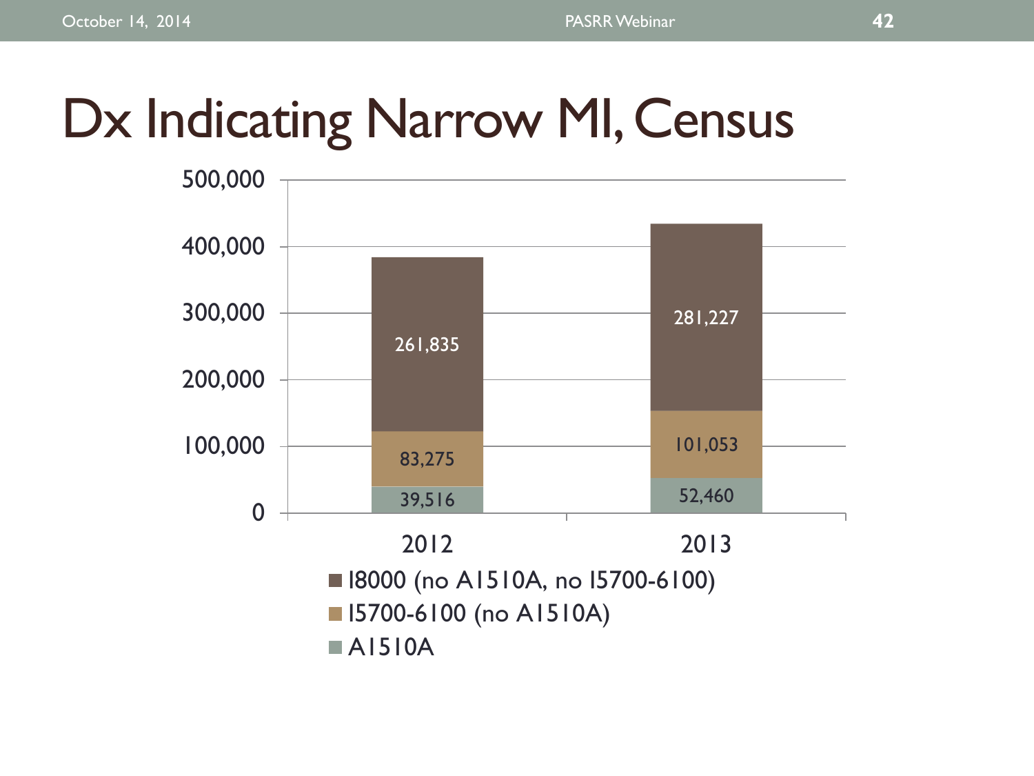# Dx Indicating Narrow MI, Census

| | 2012 | 2013 |
|---|---|---|
| I8000 (no A1510A, no I5700-6100) | 261,835 | 281,227 |
| I5700-6100 (no A1510A) | 83,275 | 101,053 |
| A1510A | 39,516 | 52,460 |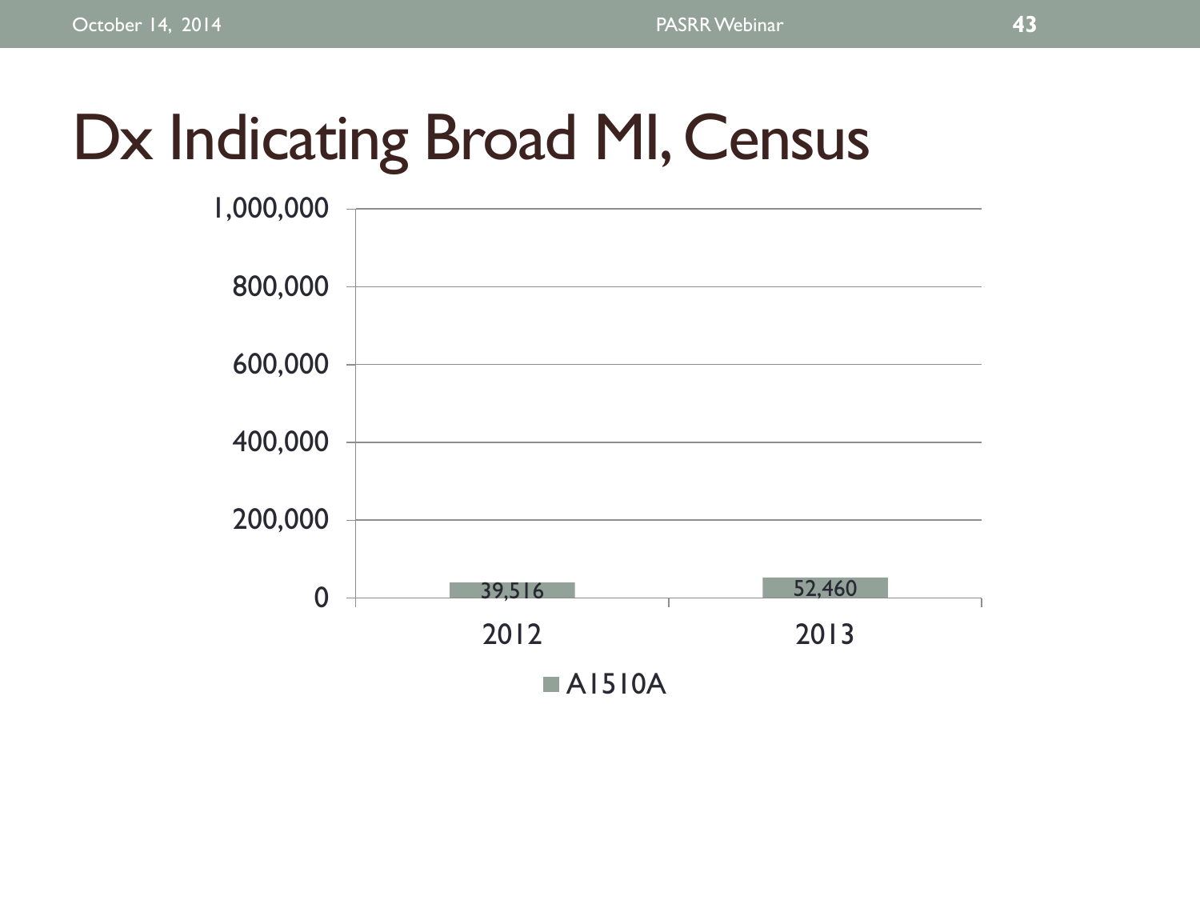# Dx Indicating Broad MI, Census

| | 2012 | 2013 |
|---|---|---|
| A1510A | 39,516 | 52,460 |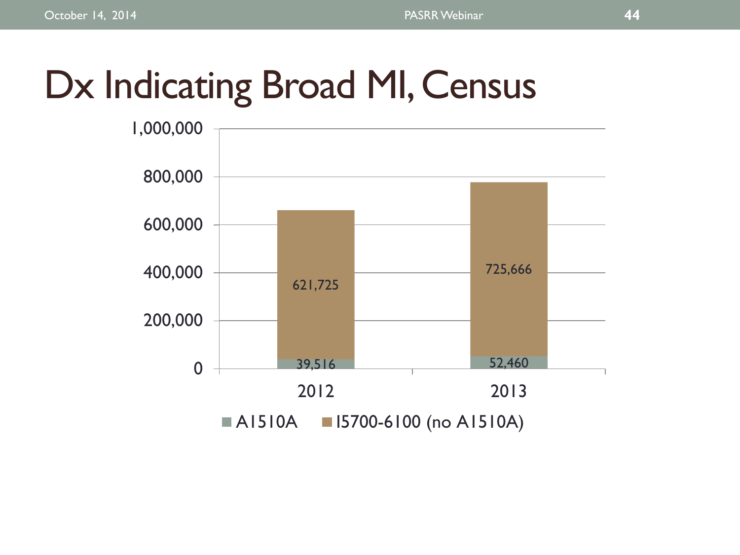# Dx Indicating Broad MI, Census

| Year | A1510A | I5700-6100 (no A1510A) |
|---|---|---|
| 2012 | 39,516 | 621,725 |
| 2013 | 52,460 | 725,666 |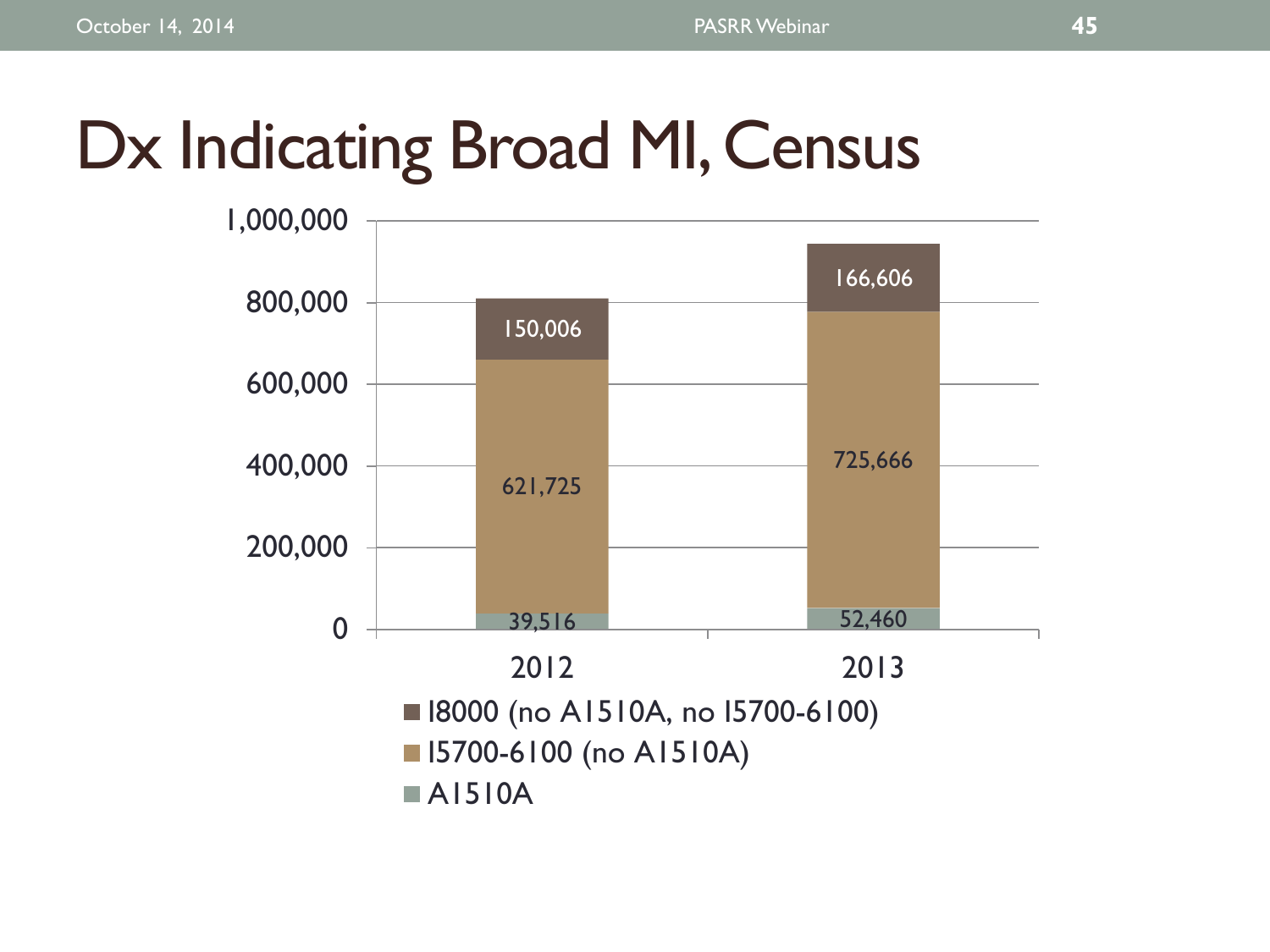# Dx Indicating Broad MI, Census

| | 2012 | 2013 |
|---|---|---|
| I8000 (no A1510A, no I5700-6100) | 150,006 | 166,606 |
| I5700-6100 (no A1510A) | 621,725 | 725,666 |
| A1510A | 39,516 | 52,460 |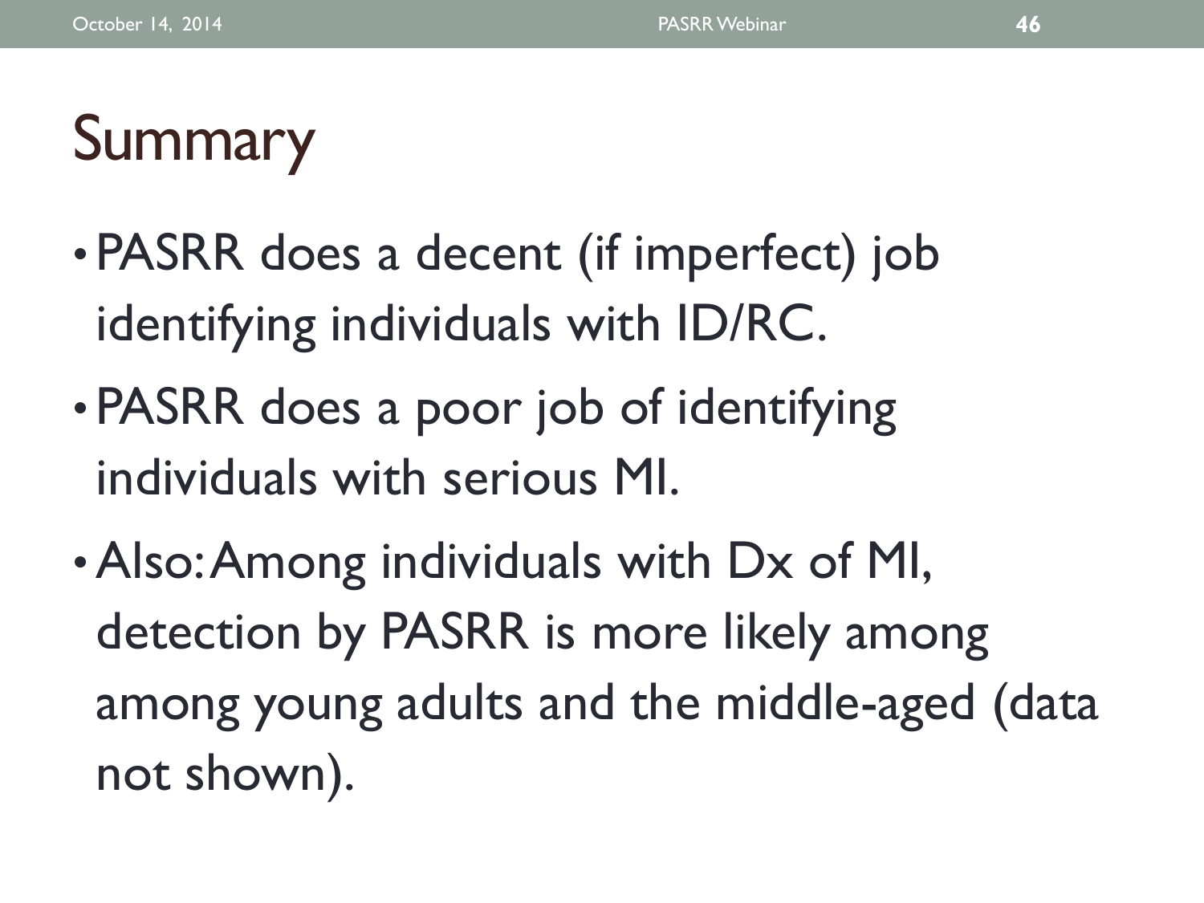# Summary

- PASRR does a decent (if imperfect) job identifying individuals with ID/RC.
- PASRR does a poor job of identifying individuals with serious MI.
- Also: Among individuals with Dx of MI, detection by PASRR is more likely among among young adults and the middle-aged (data not shown).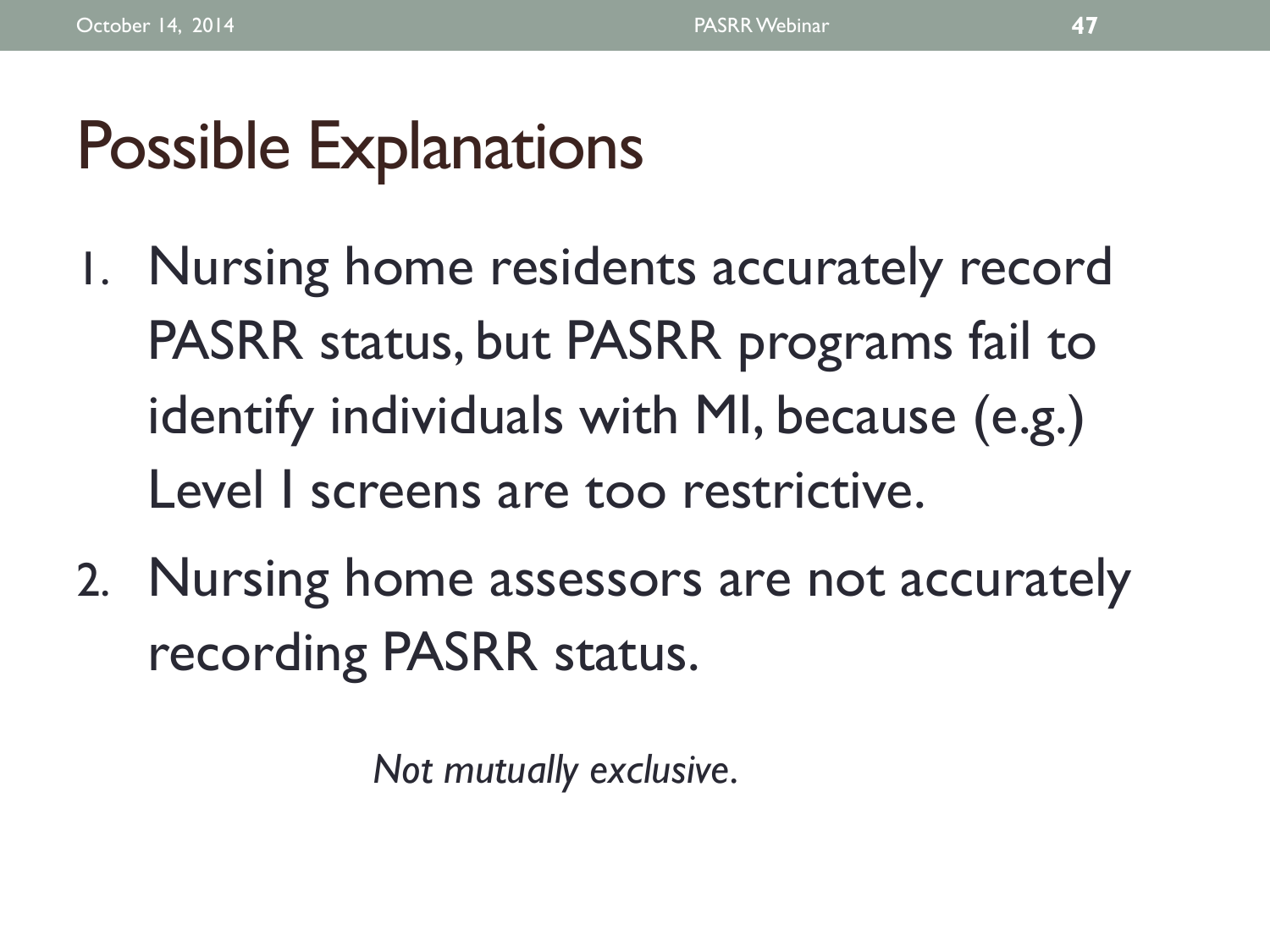# Possible Explanations

1. Nursing home residents accurately record PASRR status, but PASRR programs fail to identify individuals with MI, because (e.g.) Level I screens are too restrictive.
2. Nursing home assessors are not accurately recording PASRR status.

*Not mutually exclusive.*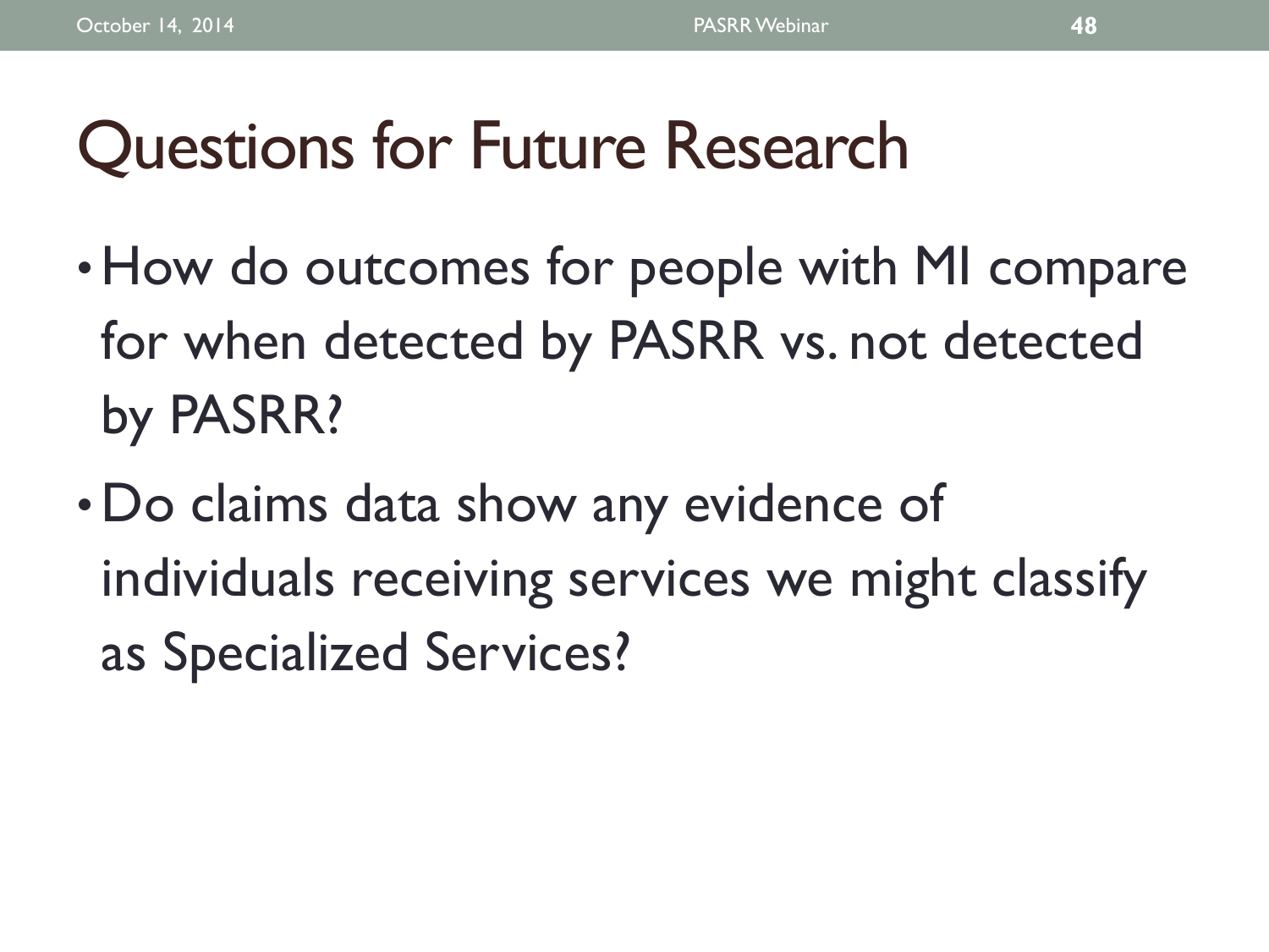# Questions for Future Research

- How do outcomes for people with MI compare for when detected by PASRR vs. not detected by PASRR?
- Do claims data show any evidence of individuals receiving services we might classify as Specialized Services?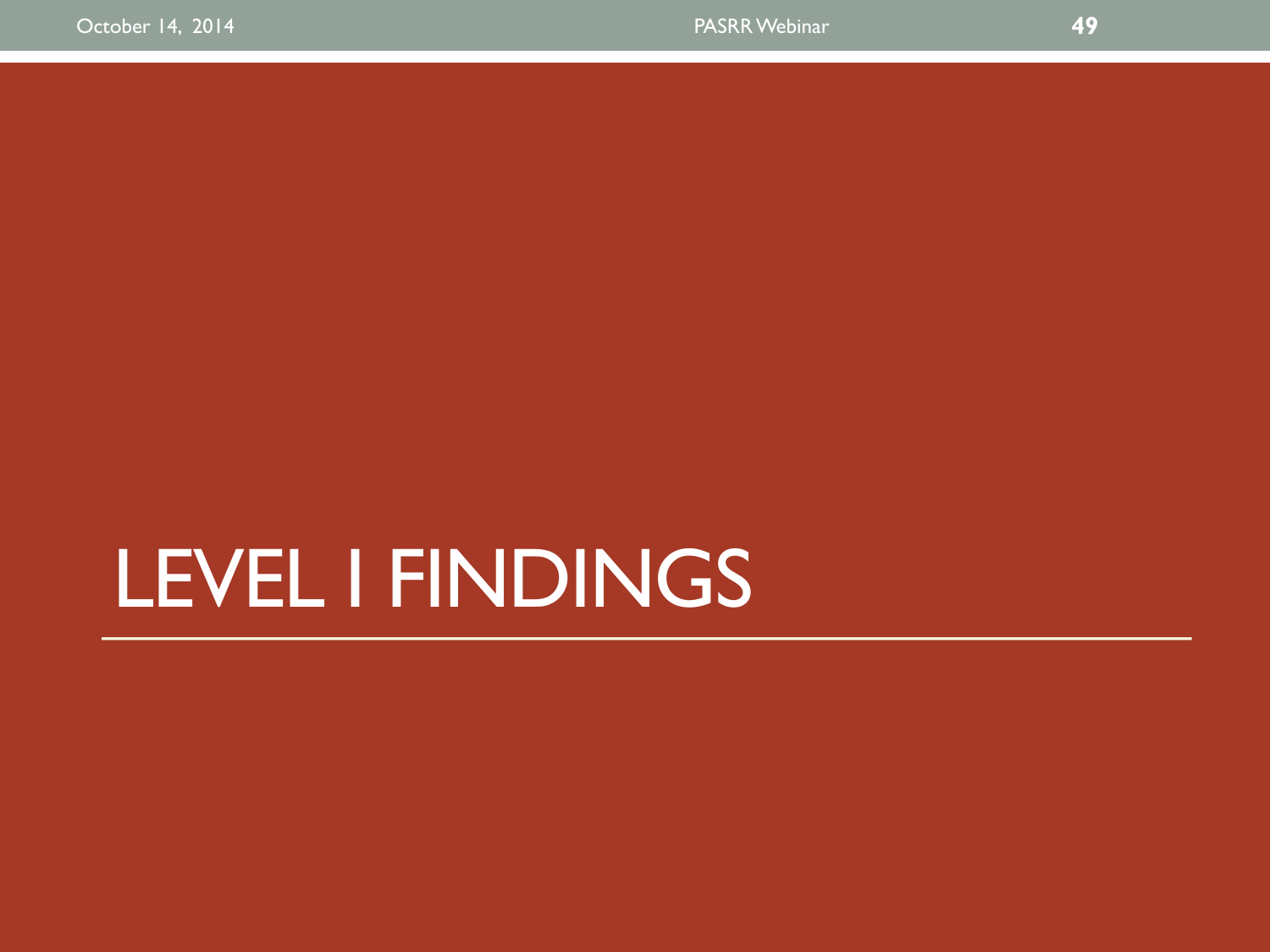# LEVEL I FINDINGS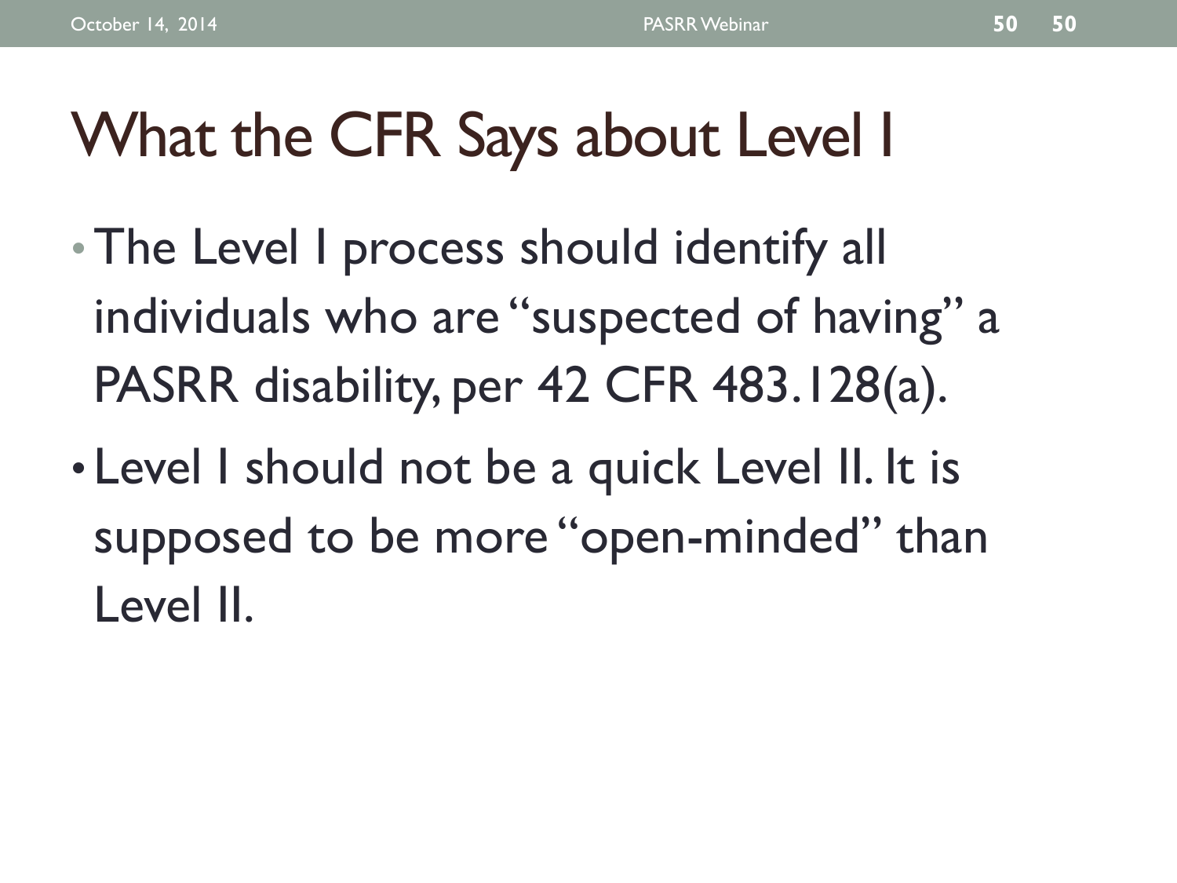# What the CFR Says about Level I

- The Level I process should identify all individuals who are "suspected of having" a PASRR disability, per 42 CFR 483.128(a).
- Level I should not be a quick Level II. It is supposed to be more "open-minded" than Level II.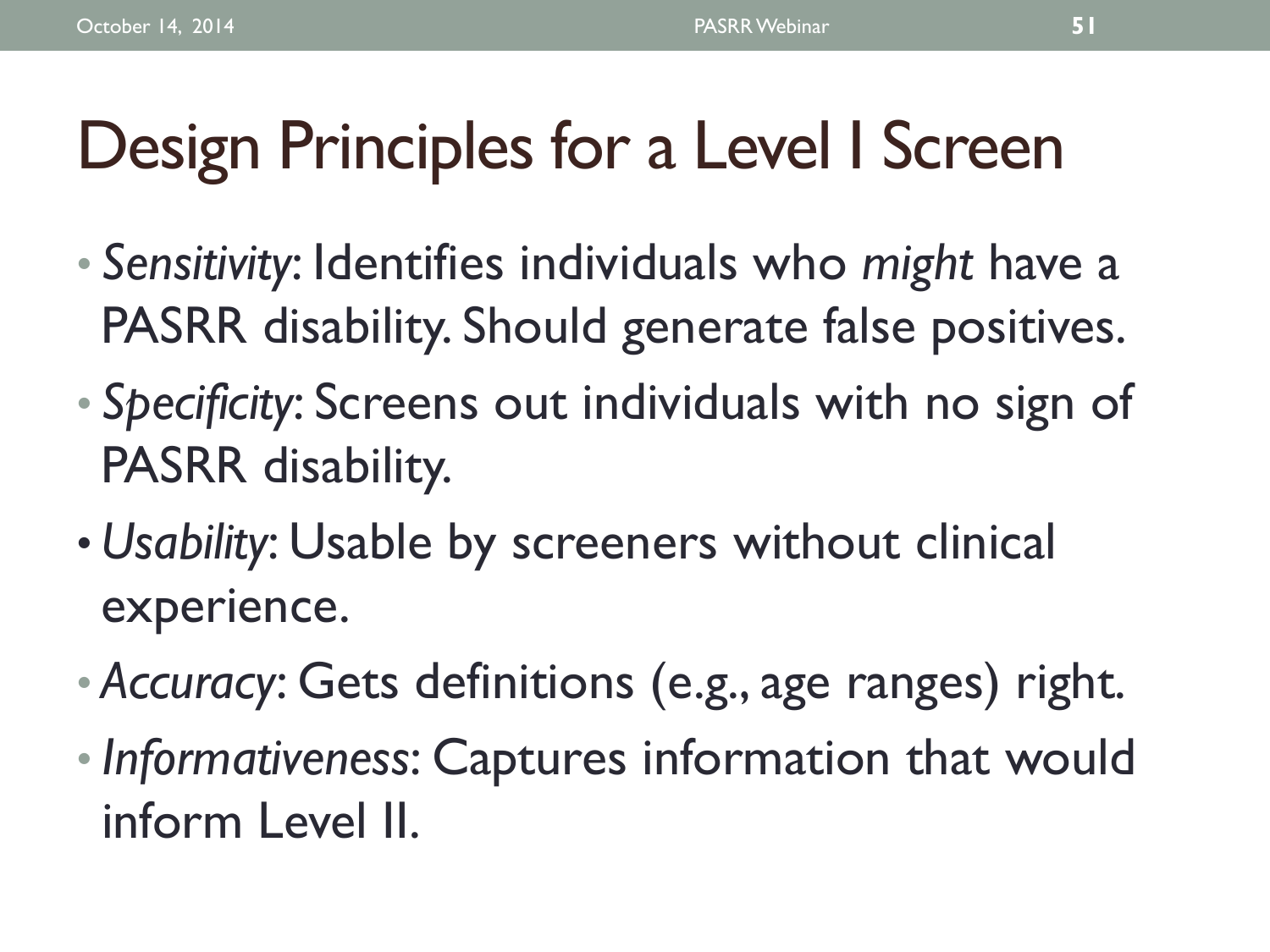# Design Principles for a Level I Screen

- *Sensitivity*: Identifies individuals who *might* have a PASRR disability. Should generate false positives.
- *Specificity*: Screens out individuals with no sign of PASRR disability.
- *Usability*: Usable by screeners without clinical experience.
- *Accuracy*: Gets definitions (e.g., age ranges) right.
- *Informativeness*: Captures information that would inform Level II.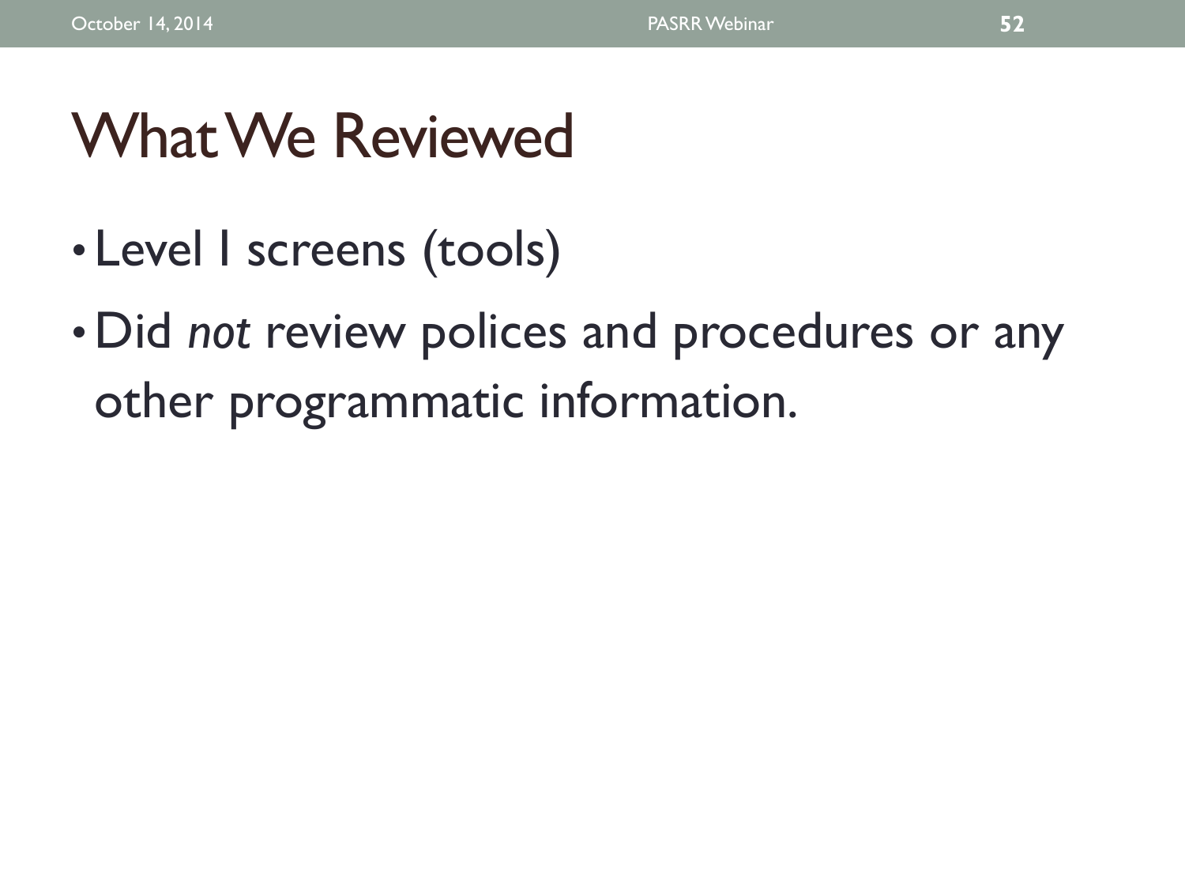# What We Reviewed

- Level I screens (tools)
- Did *not* review polices and procedures or any other programmatic information.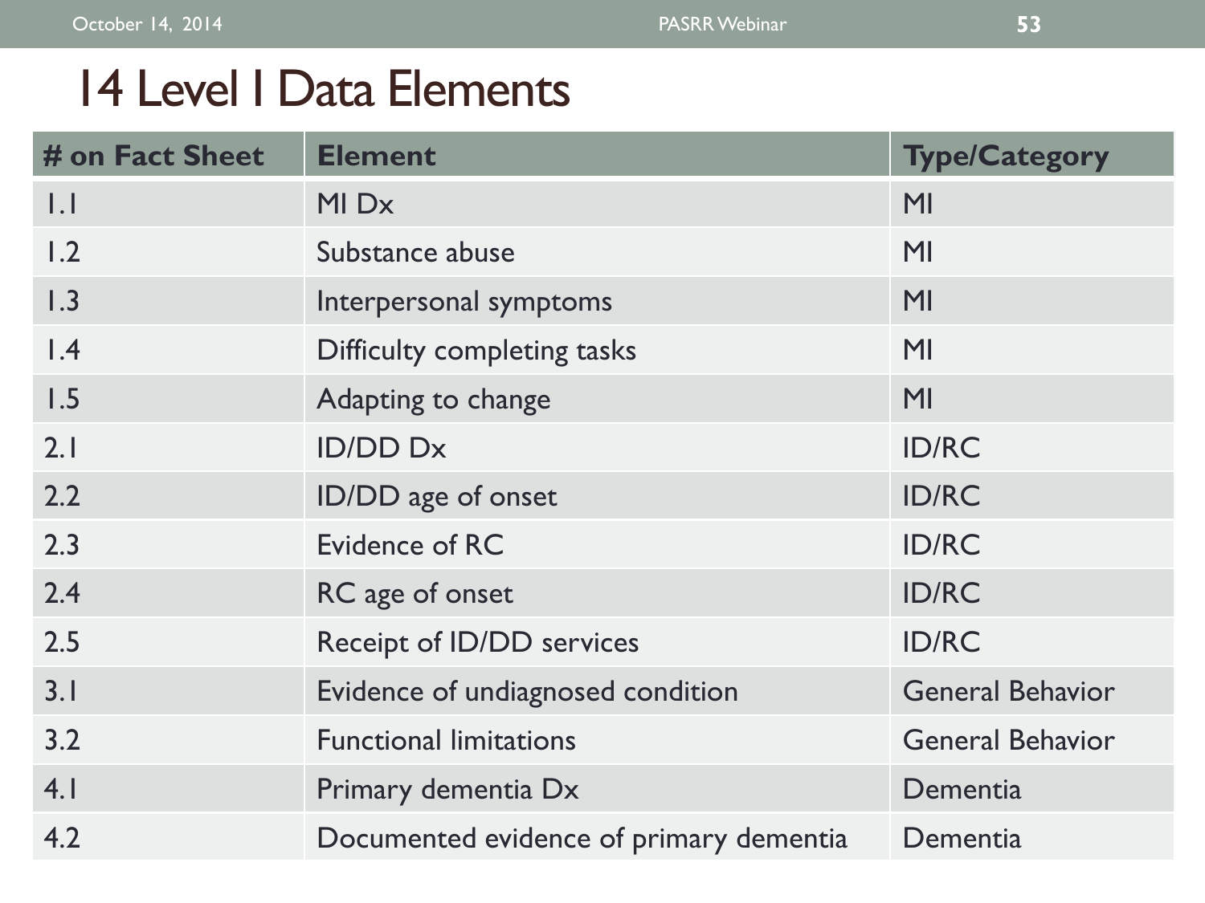# 14 Level I Data Elements

| # on Fact Sheet | Element | Type/Category |
|---|---|---|
| 1.1 | MI Dx | MI |
| 1.2 | Substance abuse | MI |
| 1.3 | Interpersonal symptoms | MI |
| 1.4 | Difficulty completing tasks | MI |
| 1.5 | Adapting to change | MI |
| 2.1 | ID/DD Dx | ID/RC |
| 2.2 | ID/DD age of onset | ID/RC |
| 2.3 | Evidence of RC | ID/RC |
| 2.4 | RC age of onset | ID/RC |
| 2.5 | Receipt of ID/DD services | ID/RC |
| 3.1 | Evidence of undiagnosed condition | General Behavior |
| 3.2 | Functional limitations | General Behavior |
| 4.1 | Primary dementia Dx | Dementia |
| 4.2 | Documented evidence of primary dementia | Dementia |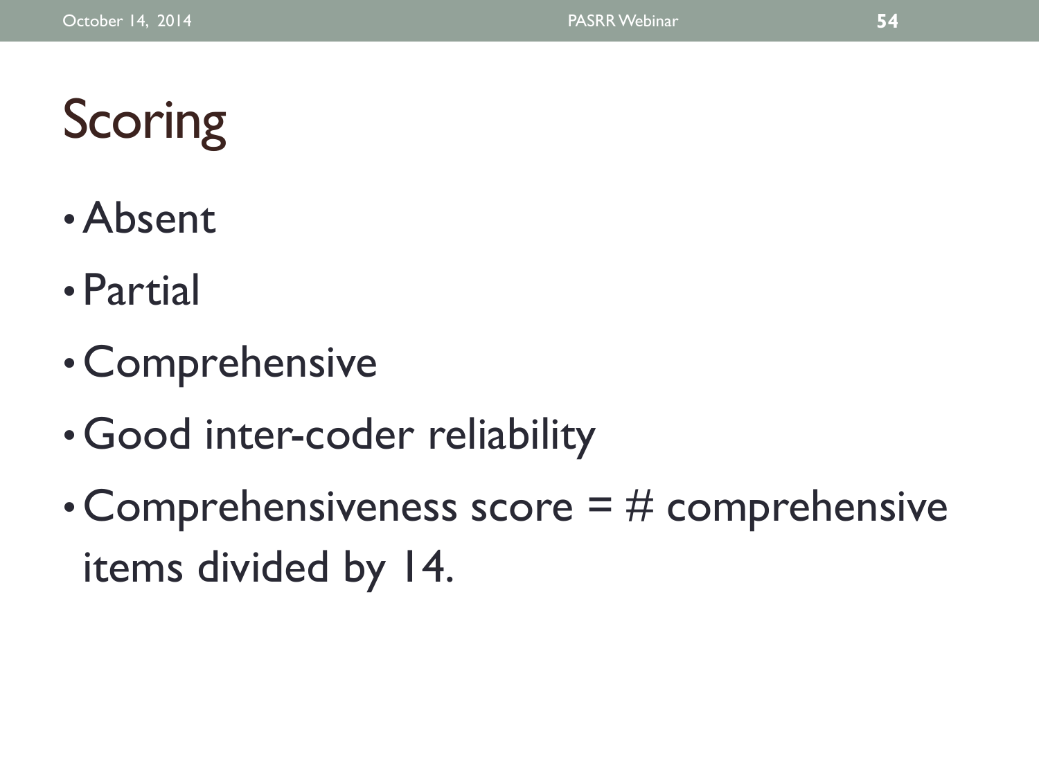# Scoring

- Absent
- Partial
- Comprehensive
- Good inter-coder reliability
- Comprehensiveness score = # comprehensive items divided by 14.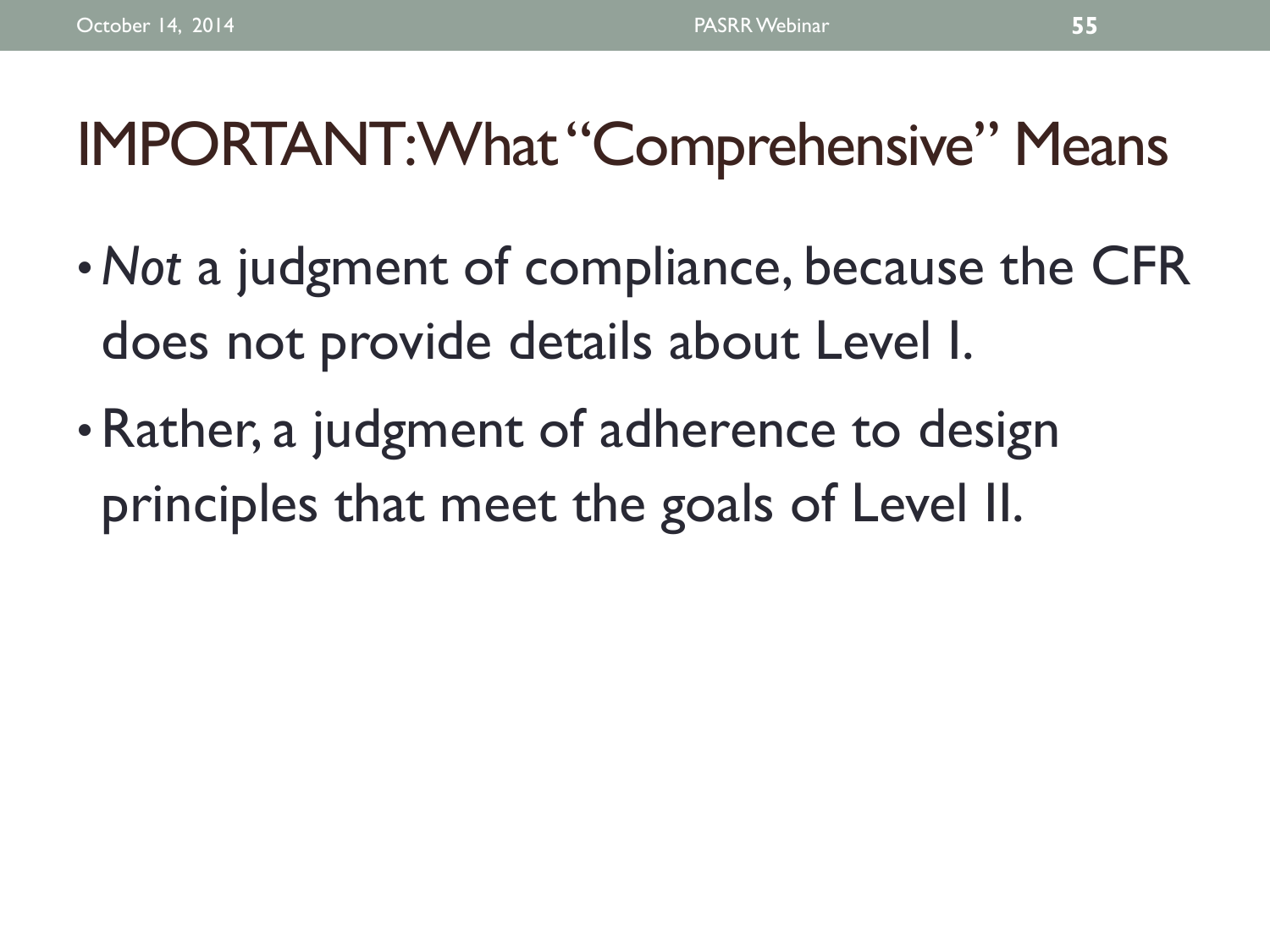# IMPORTANT: What "Comprehensive" Means

- *Not* a judgment of compliance, because the CFR does not provide details about Level I.
- Rather, a judgment of adherence to design principles that meet the goals of Level II.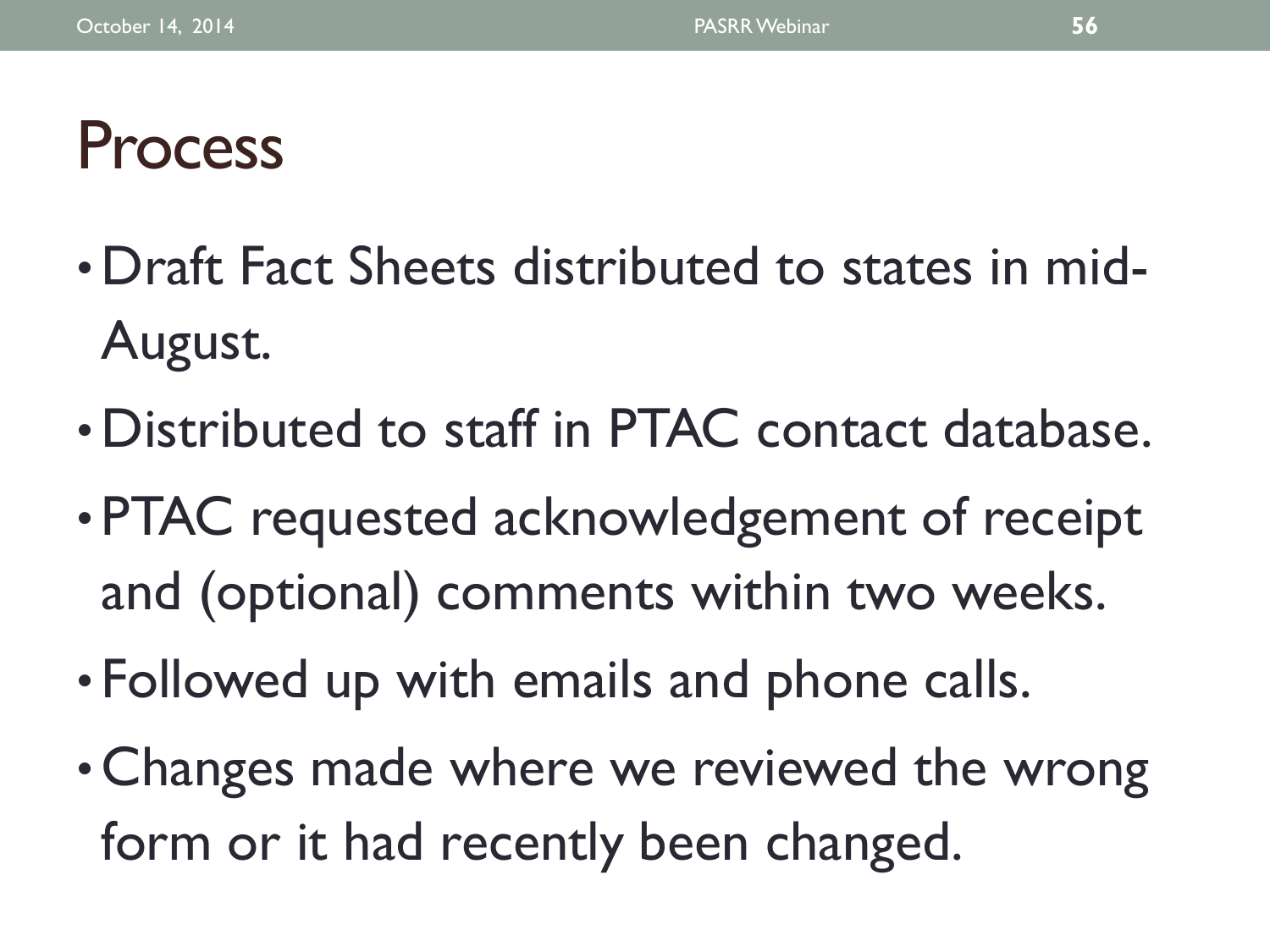# Process

- Draft Fact Sheets distributed to states in mid-August.
- Distributed to staff in PTAC contact database.
- PTAC requested acknowledgement of receipt and (optional) comments within two weeks.
- Followed up with emails and phone calls.
- Changes made where we reviewed the wrong form or it had recently been changed.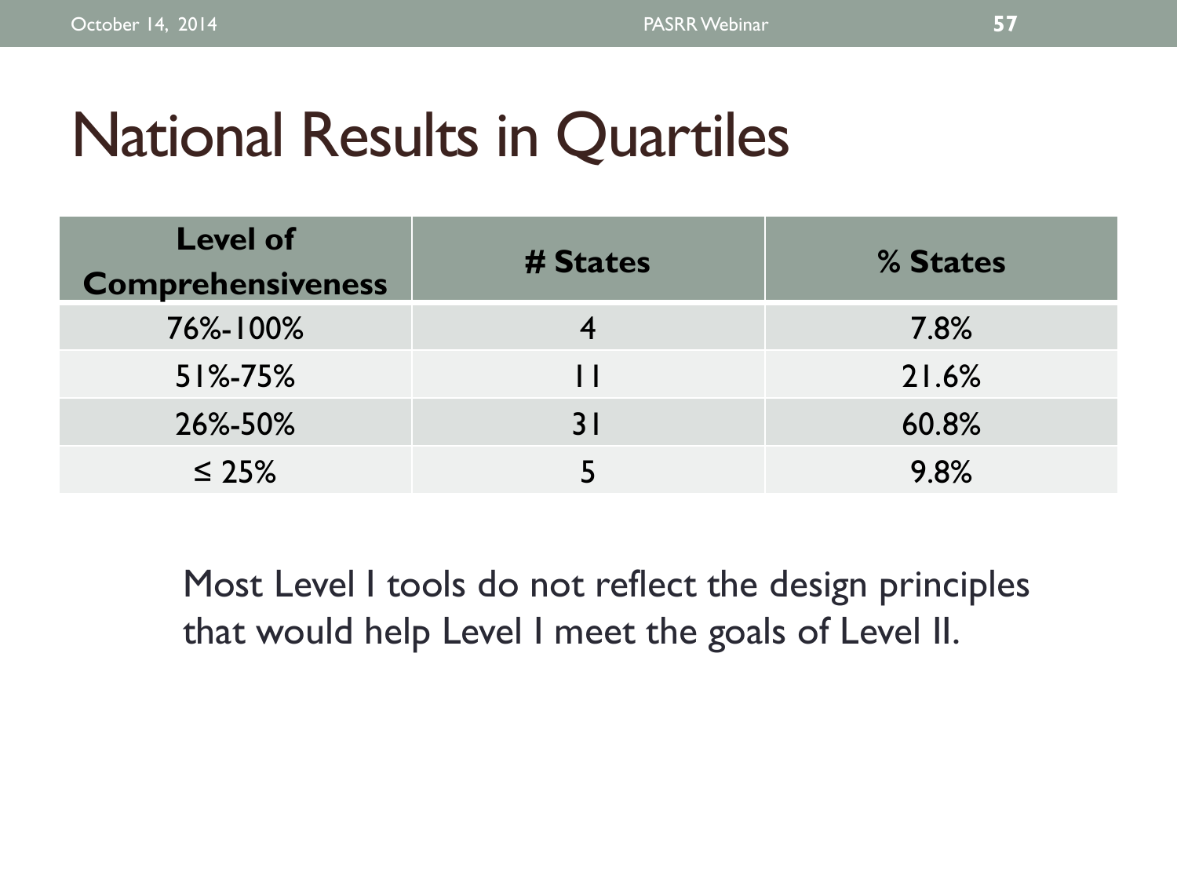# National Results in Quartiles

| Level of Comprehensiveness | # States | % States |
|---|---|---|
| 76%-100% | 4 | 7.8% |
| 51%-75% | 11 | 21.6% |
| 26%-50% | 31 | 60.8% |
| ≤ 25% | 5 | 9.8% |

Most Level I tools do not reflect the design principles that would help Level I meet the goals of Level II.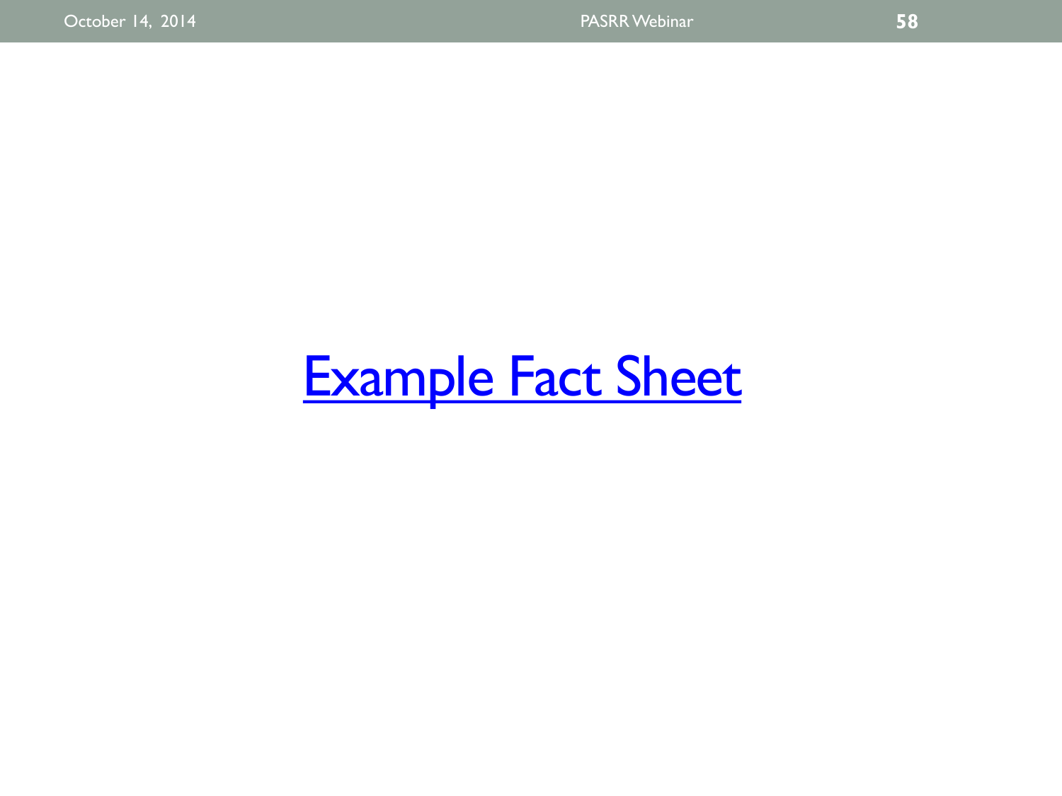Example Fact Sheet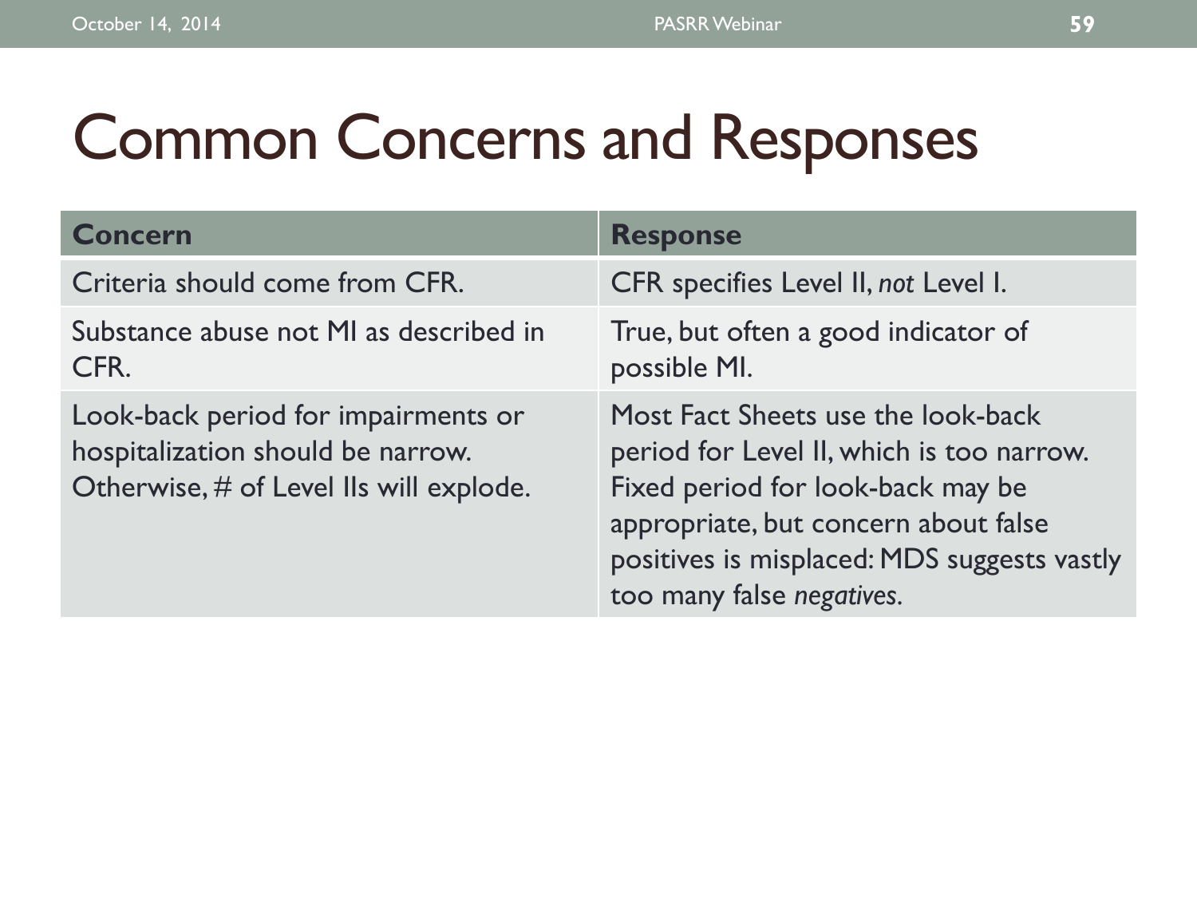# Common Concerns and Responses

| Concern | Response |
| --- | --- |
| Criteria should come from CFR. | CFR specifies Level II, *not* Level I. |
| Substance abuse not MI as described in CFR. | True, but often a good indicator of possible MI. |
| Look-back period for impairments or hospitalization should be narrow. Otherwise, # of Level IIs will explode. | Most Fact Sheets use the look-back period for Level II, which is too narrow. Fixed period for look-back may be appropriate, but concern about false positives is misplaced: MDS suggests vastly too many false *negatives*. |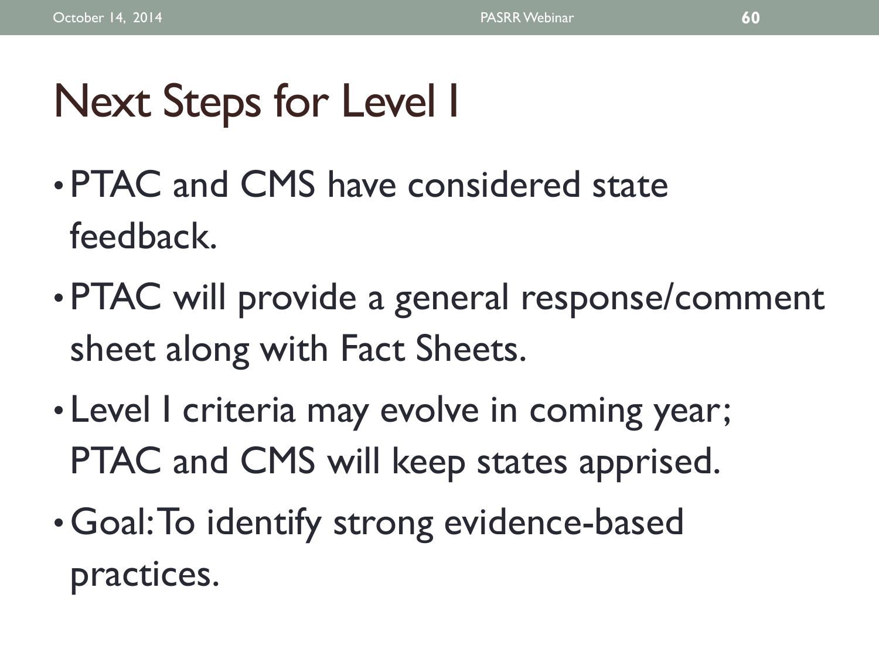# Next Steps for Level I

- PTAC and CMS have considered state feedback.
- PTAC will provide a general response/comment sheet along with Fact Sheets.
- Level I criteria may evolve in coming year; PTAC and CMS will keep states apprised.
- Goal: To identify strong evidence-based practices.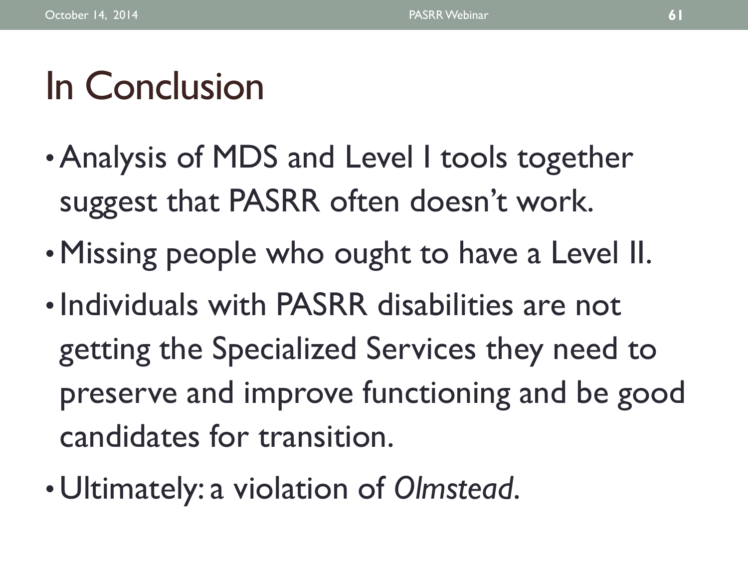# In Conclusion

- Analysis of MDS and Level I tools together suggest that PASRR often doesn't work.
- Missing people who ought to have a Level II.
- Individuals with PASRR disabilities are not getting the Specialized Services they need to preserve and improve functioning and be good candidates for transition.
- Ultimately: a violation of *Olmstead*.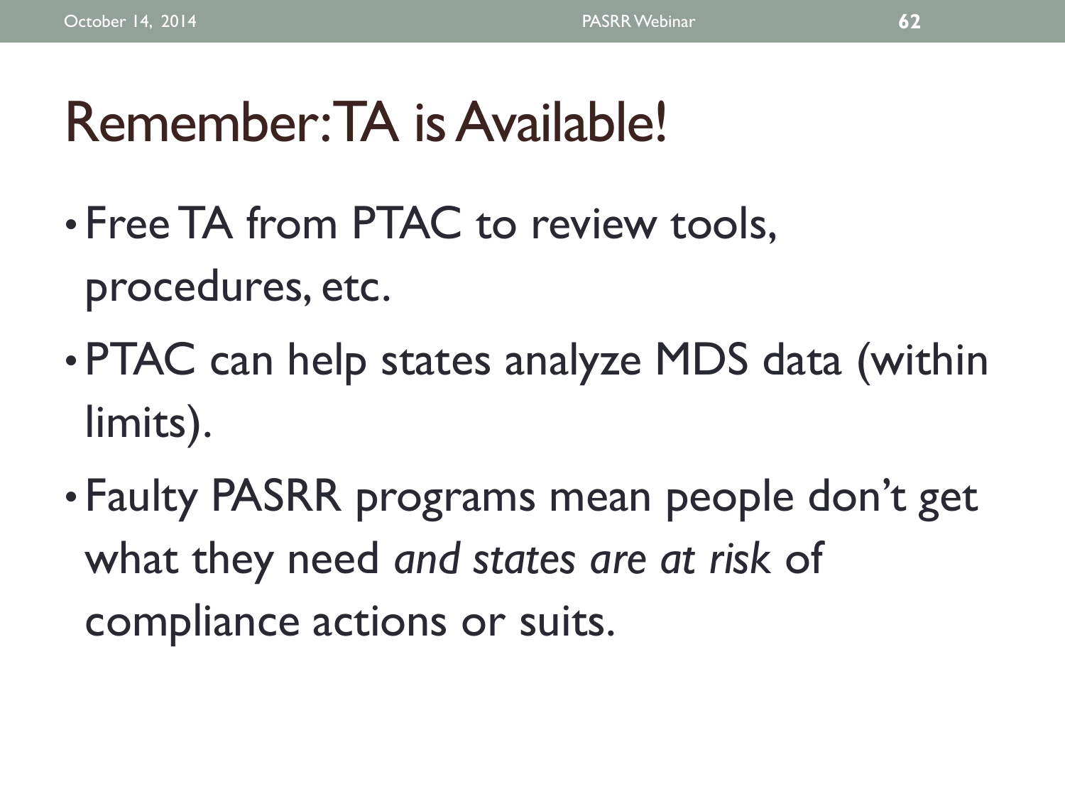# Remember: TA is Available!

- Free TA from PTAC to review tools, procedures, etc.
- PTAC can help states analyze MDS data (within limits).
- Faulty PASRR programs mean people don't get what they need *and states are at risk* of compliance actions or suits.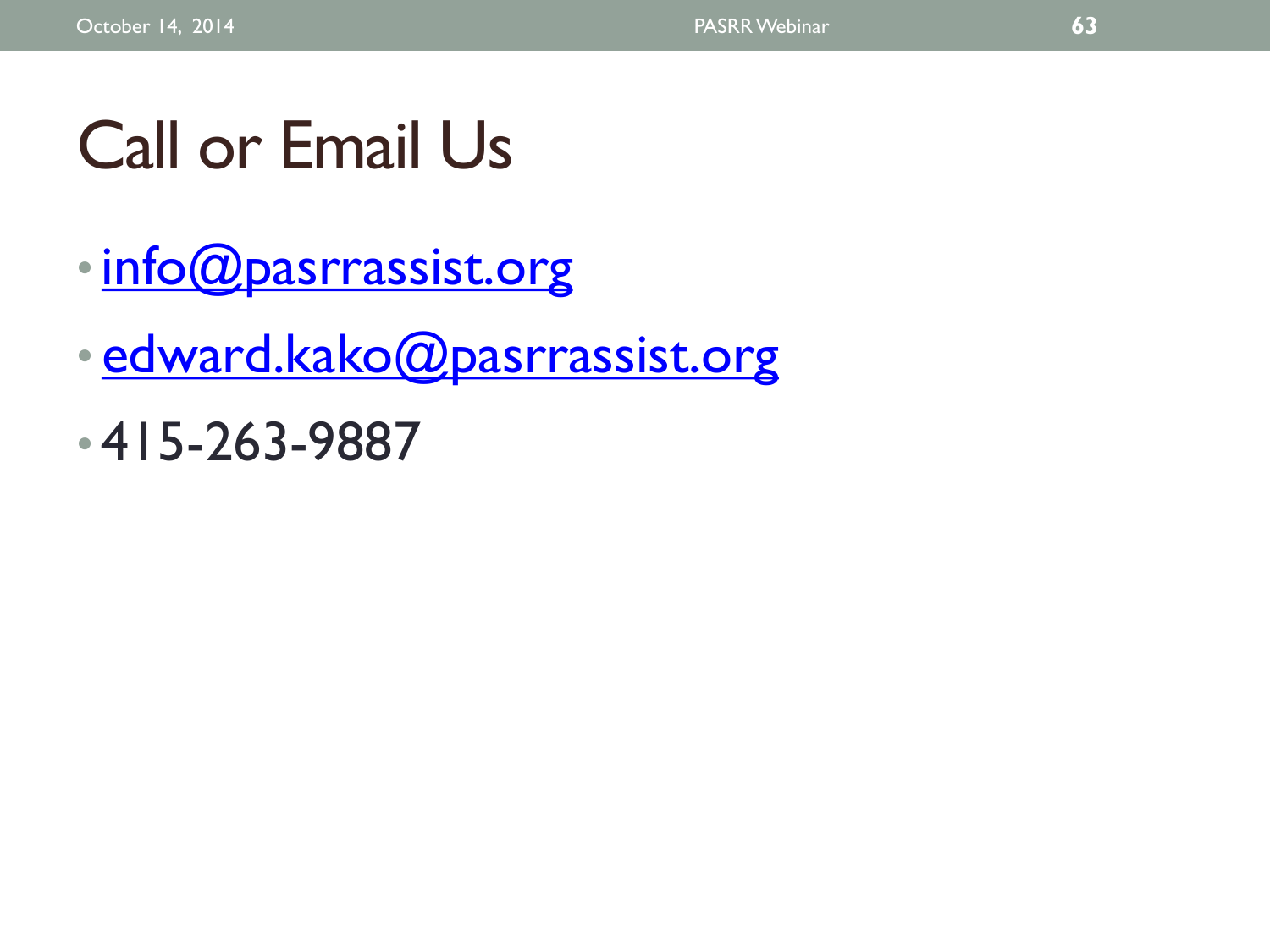# Call or Email Us

- info@pasrrassist.org
- edward.kako@pasrrassist.org
- 415-263-9887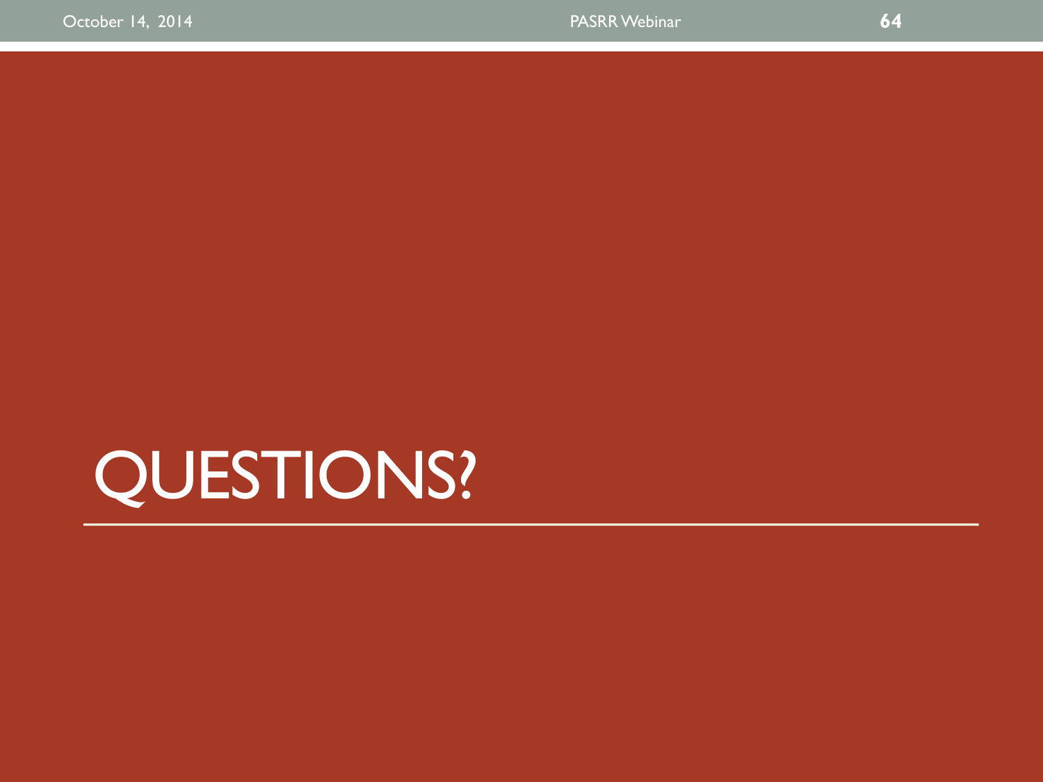# QUESTIONS?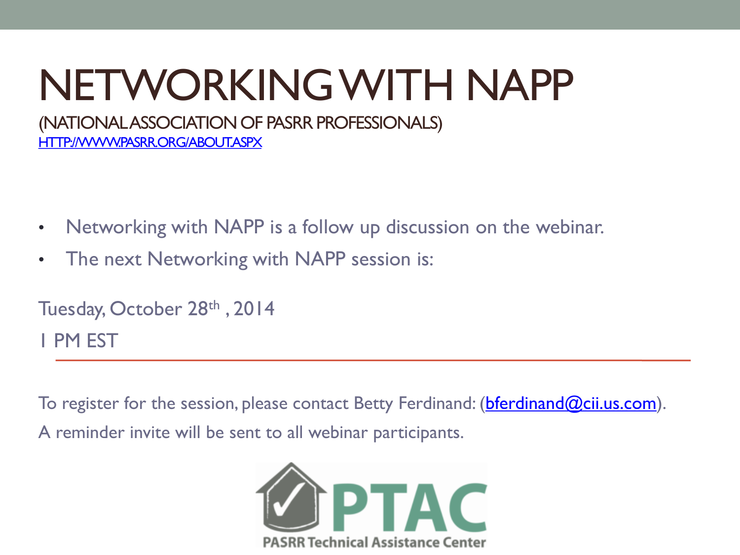# NETWORKING WITH NAPP

(NATIONAL ASSOCIATION OF PASRR PROFESSIONALS)

HTTP://WWW.PASRR.ORG/ABOUT.ASPX

- Networking with NAPP is a follow up discussion on the webinar.
- The next Networking with NAPP session is:

Tuesday, October 28th , 2014

1 PM EST

To register for the session, please contact Betty Ferdinand: (bferdinand@cii.us.com).

A reminder invite will be sent to all webinar participants.

PTAC

PASRR Technical Assistance Center